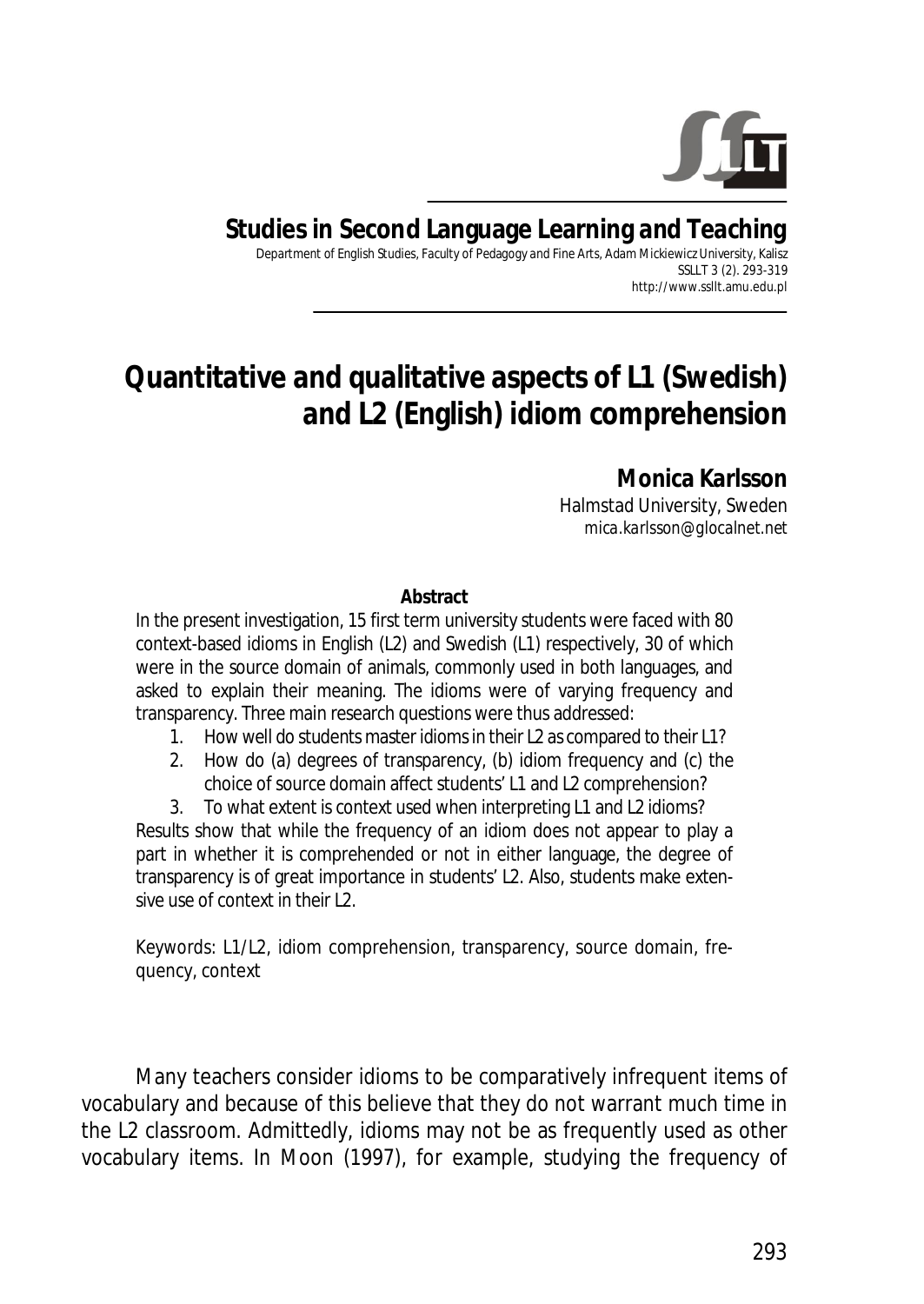**Studies in Second Language Learning and Teaching**

Department of English Studies, Faculty of Pedagogy and Fine Arts, Adam Mickiewicz University, Kalisz
SSLLT 3 (2). 293-319
http://www.ssllt.amu.edu.pl

# Quantitative and qualitative aspects of L1 (Swedish) and L2 (English) idiom comprehension

**Monica Karlsson**
Halmstad University, Sweden
*mica.karlsson@glocalnet.net*

**Abstract**

In the present investigation, 15 first term university students were faced with 80 context-based idioms in English (L2) and Swedish (L1) respectively, 30 of which were in the source domain of animals, commonly used in both languages, and asked to explain their meaning. The idioms were of varying frequency and transparency. Three main research questions were thus addressed:

1. How well do students master idioms in their L2 as compared to their L1?
2. How do (a) degrees of transparency, (b) idiom frequency and (c) the choice of source domain affect students' L1 and L2 comprehension?
3. To what extent is context used when interpreting L1 and L2 idioms?

Results show that while the frequency of an idiom does not appear to play a part in whether it is comprehended or not in either language, the degree of transparency is of great importance in students' L2. Also, students make extensive use of context in their L2.

Keywords: L1/L2, idiom comprehension, transparency, source domain, frequency, context

Many teachers consider idioms to be comparatively infrequent items of vocabulary and because of this believe that they do not warrant much time in the L2 classroom. Admittedly, idioms may not be as frequently used as other vocabulary items. In Moon (1997), for example, studying the frequency of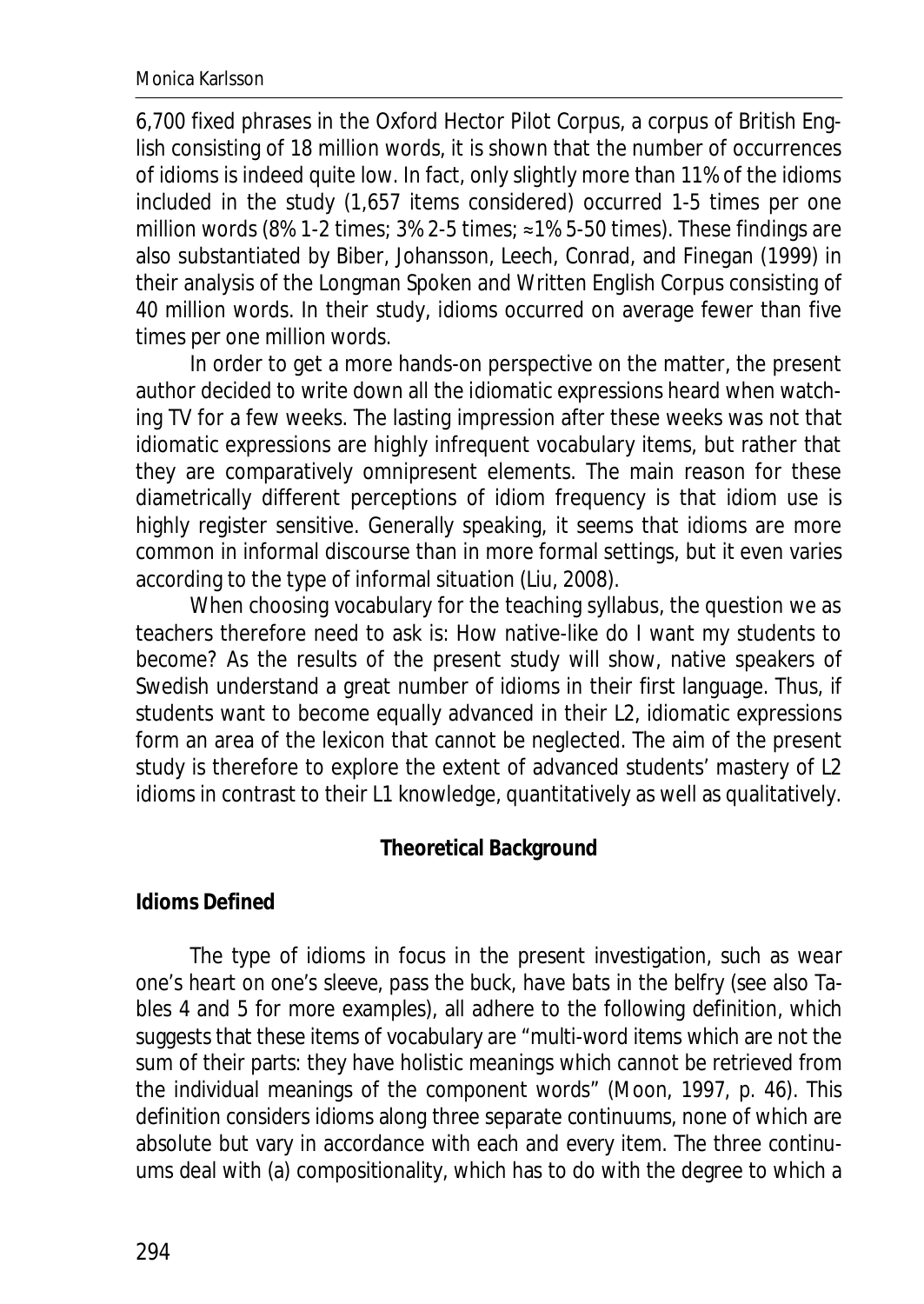6,700 fixed phrases in the Oxford Hector Pilot Corpus, a corpus of British English consisting of 18 million words, it is shown that the number of occurrences of idioms is indeed quite low. In fact, only slightly more than 11% of the idioms included in the study (1,657 items considered) occurred 1-5 times per one million words (8% 1-2 times; 3% 2-5 times; ≈1% 5-50 times). These findings are also substantiated by Biber, Johansson, Leech, Conrad, and Finegan (1999) in their analysis of the Longman Spoken and Written English Corpus consisting of 40 million words. In their study, idioms occurred on average fewer than five times per one million words.

In order to get a more hands-on perspective on the matter, the present author decided to write down all the idiomatic expressions heard when watching TV for a few weeks. The lasting impression after these weeks was not that idiomatic expressions are highly infrequent vocabulary items, but rather that they are comparatively omnipresent elements. The main reason for these diametrically different perceptions of idiom frequency is that idiom use is highly register sensitive. Generally speaking, it seems that idioms are more common in informal discourse than in more formal settings, but it even varies according to the type of informal situation (Liu, 2008).

When choosing vocabulary for the teaching syllabus, the question we as teachers therefore need to ask is: How native-like do I want my students to become? As the results of the present study will show, native speakers of Swedish understand a great number of idioms in their first language. Thus, if students want to become equally advanced in their L2, idiomatic expressions form an area of the lexicon that cannot be neglected. The aim of the present study is therefore to explore the extent of advanced students' mastery of L2 idioms in contrast to their L1 knowledge, quantitatively as well as qualitatively.

## Theoretical Background

### Idioms Defined

The type of idioms in focus in the present investigation, such as *wear one's heart on one's sleeve*, *pass the buck*, *have bats in the belfry* (see also Tables 4 and 5 for more examples), all adhere to the following definition, which suggests that these items of vocabulary are "multi-word items which are not the sum of their parts: they have holistic meanings which cannot be retrieved from the individual meanings of the component words" (Moon, 1997, p. 46). This definition considers idioms along three separate continuums, none of which are absolute but vary in accordance with each and every item. The three continuums deal with (a) compositionality, which has to do with the degree to which a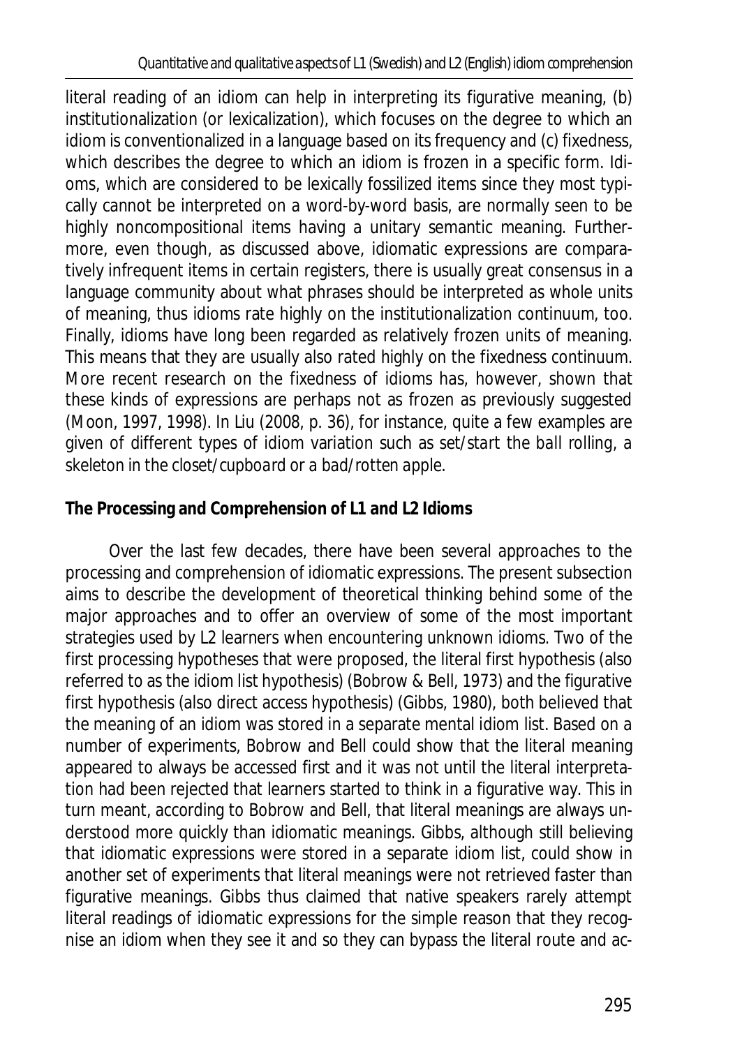literal reading of an idiom can help in interpreting its figurative meaning, (b) institutionalization (or lexicalization), which focuses on the degree to which an idiom is conventionalized in a language based on its frequency and (c) fixedness, which describes the degree to which an idiom is frozen in a specific form. Idioms, which are considered to be lexically fossilized items since they most typically cannot be interpreted on a word-by-word basis, are normally seen to be highly noncompositional items having a unitary semantic meaning. Furthermore, even though, as discussed above, idiomatic expressions are comparatively infrequent items in certain registers, there is usually great consensus in a language community about what phrases should be interpreted as whole units of meaning, thus idioms rate highly on the institutionalization continuum, too. Finally, idioms have long been regarded as relatively frozen units of meaning. This means that they are usually also rated highly on the fixedness continuum. More recent research on the fixedness of idioms has, however, shown that these kinds of expressions are perhaps not as frozen as previously suggested (Moon, 1997, 1998). In Liu (2008, p. 36), for instance, quite a few examples are given of different types of idiom variation such as *set/start the ball rolling*, *a skeleton in the closet/cupboard* or *a bad/rotten apple*.

**The Processing and Comprehension of L1 and L2 Idioms**

Over the last few decades, there have been several approaches to the processing and comprehension of idiomatic expressions. The present subsection aims to describe the development of theoretical thinking behind some of the major approaches and to offer an overview of some of the most important strategies used by L2 learners when encountering unknown idioms. Two of the first processing hypotheses that were proposed, the literal first hypothesis (also referred to as the idiom list hypothesis) (Bobrow & Bell, 1973) and the figurative first hypothesis (also direct access hypothesis) (Gibbs, 1980), both believed that the meaning of an idiom was stored in a separate mental idiom list. Based on a number of experiments, Bobrow and Bell could show that the literal meaning appeared to always be accessed first and it was not until the literal interpretation had been rejected that learners started to think in a figurative way. This in turn meant, according to Bobrow and Bell, that literal meanings are always understood more quickly than idiomatic meanings. Gibbs, although still believing that idiomatic expressions were stored in a separate idiom list, could show in another set of experiments that literal meanings were not retrieved faster than figurative meanings. Gibbs thus claimed that native speakers rarely attempt literal readings of idiomatic expressions for the simple reason that they recognise an idiom when they see it and so they can bypass the literal route and ac-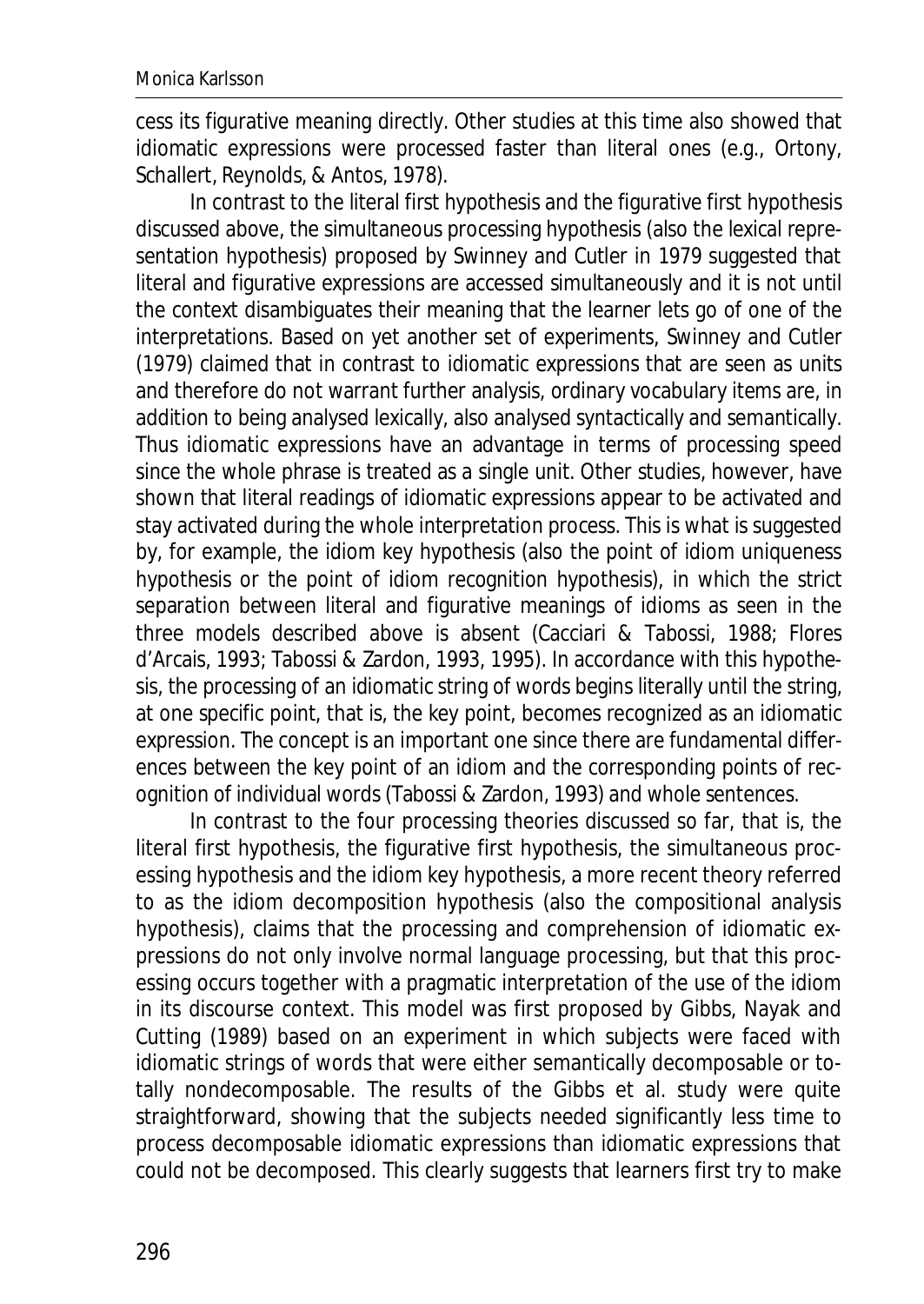cess its figurative meaning directly. Other studies at this time also showed that idiomatic expressions were processed faster than literal ones (e.g., Ortony, Schallert, Reynolds, & Antos, 1978).

In contrast to the literal first hypothesis and the figurative first hypothesis discussed above, the simultaneous processing hypothesis (also the lexical representation hypothesis) proposed by Swinney and Cutler in 1979 suggested that literal and figurative expressions are accessed simultaneously and it is not until the context disambiguates their meaning that the learner lets go of one of the interpretations. Based on yet another set of experiments, Swinney and Cutler (1979) claimed that in contrast to idiomatic expressions that are seen as units and therefore do not warrant further analysis, ordinary vocabulary items are, in addition to being analysed lexically, also analysed syntactically and semantically. Thus idiomatic expressions have an advantage in terms of processing speed since the whole phrase is treated as a single unit. Other studies, however, have shown that literal readings of idiomatic expressions appear to be activated and stay activated during the whole interpretation process. This is what is suggested by, for example, the idiom key hypothesis (also the point of idiom uniqueness hypothesis or the point of idiom recognition hypothesis), in which the strict separation between literal and figurative meanings of idioms as seen in the three models described above is absent (Cacciari & Tabossi, 1988; Flores d'Arcais, 1993; Tabossi & Zardon, 1993, 1995). In accordance with this hypothesis, the processing of an idiomatic string of words begins literally until the string, at one specific point, that is, the key point, becomes recognized as an idiomatic expression. The concept is an important one since there are fundamental differences between the key point of an idiom and the corresponding points of recognition of individual words (Tabossi & Zardon, 1993) and whole sentences.

In contrast to the four processing theories discussed so far, that is, the literal first hypothesis, the figurative first hypothesis, the simultaneous processing hypothesis and the idiom key hypothesis, a more recent theory referred to as the idiom decomposition hypothesis (also the compositional analysis hypothesis), claims that the processing and comprehension of idiomatic expressions do not only involve normal language processing, but that this processing occurs together with a pragmatic interpretation of the use of the idiom in its discourse context. This model was first proposed by Gibbs, Nayak and Cutting (1989) based on an experiment in which subjects were faced with idiomatic strings of words that were either semantically decomposable or totally nondecomposable. The results of the Gibbs et al. study were quite straightforward, showing that the subjects needed significantly less time to process decomposable idiomatic expressions than idiomatic expressions that could not be decomposed. This clearly suggests that learners first try to make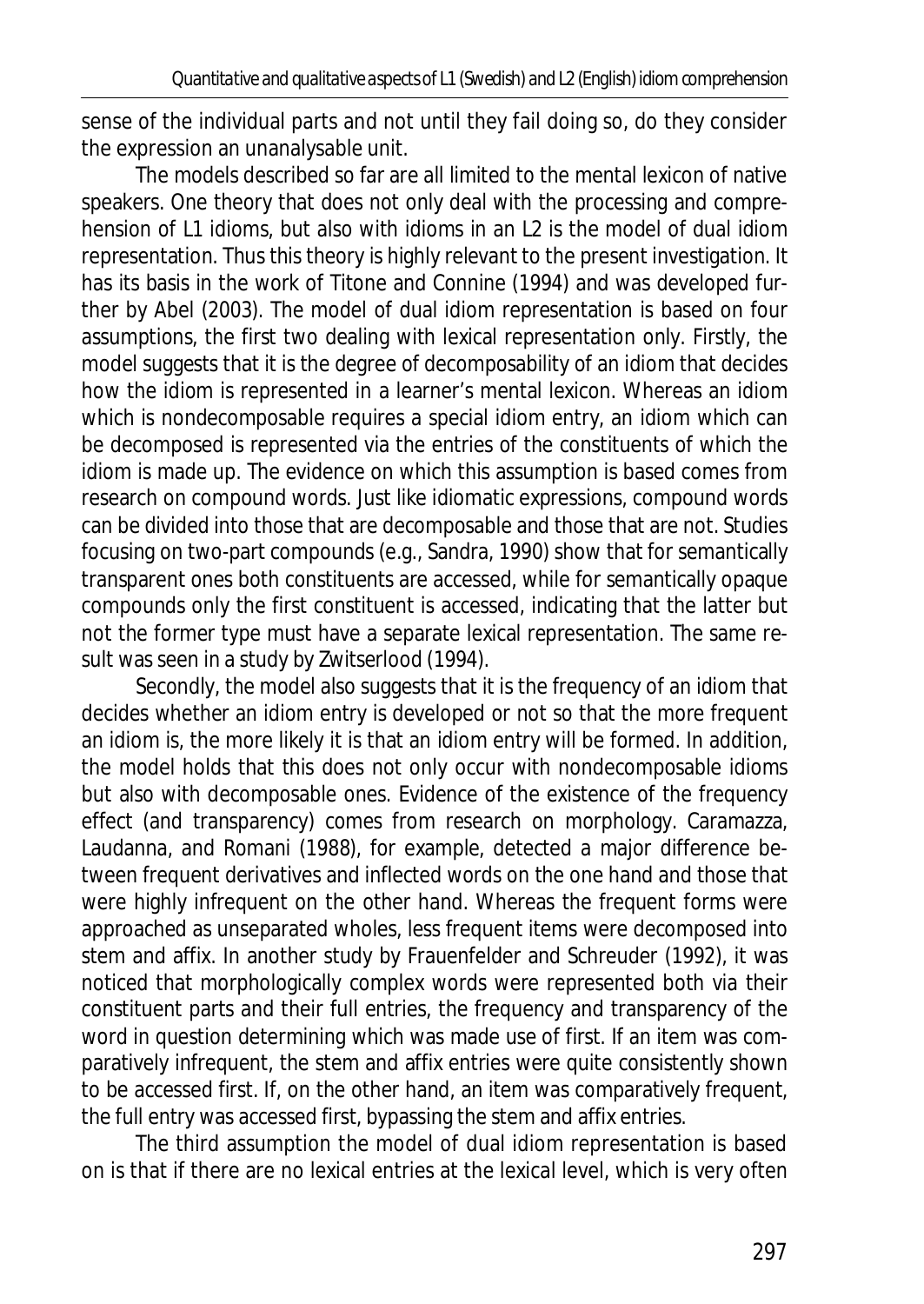sense of the individual parts and not until they fail doing so, do they consider the expression an unanalysable unit.

The models described so far are all limited to the mental lexicon of native speakers. One theory that does not only deal with the processing and comprehension of L1 idioms, but also with idioms in an L2 is the model of dual idiom representation. Thus this theory is highly relevant to the present investigation. It has its basis in the work of Titone and Connine (1994) and was developed further by Abel (2003). The model of dual idiom representation is based on four assumptions, the first two dealing with lexical representation only. Firstly, the model suggests that it is the degree of decomposability of an idiom that decides how the idiom is represented in a learner's mental lexicon. Whereas an idiom which is nondecomposable requires a special idiom entry, an idiom which can be decomposed is represented via the entries of the constituents of which the idiom is made up. The evidence on which this assumption is based comes from research on compound words. Just like idiomatic expressions, compound words can be divided into those that are decomposable and those that are not. Studies focusing on two-part compounds (e.g., Sandra, 1990) show that for semantically transparent ones both constituents are accessed, while for semantically opaque compounds only the first constituent is accessed, indicating that the latter but not the former type must have a separate lexical representation. The same result was seen in a study by Zwitserlood (1994).

Secondly, the model also suggests that it is the frequency of an idiom that decides whether an idiom entry is developed or not so that the more frequent an idiom is, the more likely it is that an idiom entry will be formed. In addition, the model holds that this does not only occur with nondecomposable idioms but also with decomposable ones. Evidence of the existence of the frequency effect (and transparency) comes from research on morphology. Caramazza, Laudanna, and Romani (1988), for example, detected a major difference between frequent derivatives and inflected words on the one hand and those that were highly infrequent on the other hand. Whereas the frequent forms were approached as unseparated wholes, less frequent items were decomposed into stem and affix. In another study by Frauenfelder and Schreuder (1992), it was noticed that morphologically complex words were represented both via their constituent parts and their full entries, the frequency and transparency of the word in question determining which was made use of first. If an item was comparatively infrequent, the stem and affix entries were quite consistently shown to be accessed first. If, on the other hand, an item was comparatively frequent, the full entry was accessed first, bypassing the stem and affix entries.

The third assumption the model of dual idiom representation is based on is that if there are no lexical entries at the lexical level, which is very often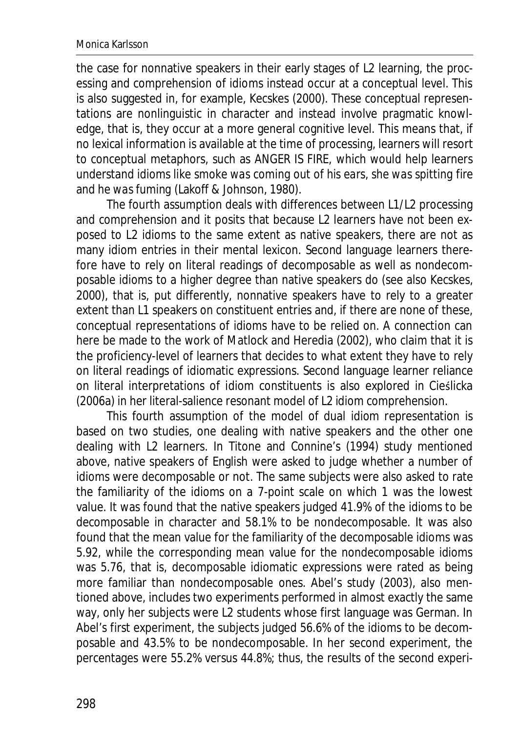the case for nonnative speakers in their early stages of L2 learning, the processing and comprehension of idioms instead occur at a conceptual level. This is also suggested in, for example, Kecskes (2000). These conceptual representations are nonlinguistic in character and instead involve pragmatic knowledge, that is, they occur at a more general cognitive level. This means that, if no lexical information is available at the time of processing, learners will resort to conceptual metaphors, such as ANGER IS FIRE, which would help learners understand idioms like *smoke was coming out of his ears*, *she was spitting fire* and *he was fuming* (Lakoff & Johnson, 1980).

The fourth assumption deals with differences between L1/L2 processing and comprehension and it posits that because L2 learners have not been exposed to L2 idioms to the same extent as native speakers, there are not as many idiom entries in their mental lexicon. Second language learners therefore have to rely on literal readings of decomposable as well as nondecomposable idioms to a higher degree than native speakers do (see also Kecskes, 2000), that is, put differently, nonnative speakers have to rely to a greater extent than L1 speakers on constituent entries and, if there are none of these, conceptual representations of idioms have to be relied on. A connection can here be made to the work of Matlock and Heredia (2002), who claim that it is the proficiency-level of learners that decides to what extent they have to rely on literal readings of idiomatic expressions. Second language learner reliance on literal interpretations of idiom constituents is also explored in Cieślicka (2006a) in her literal-salience resonant model of L2 idiom comprehension.

This fourth assumption of the model of dual idiom representation is based on two studies, one dealing with native speakers and the other one dealing with L2 learners. In Titone and Connine's (1994) study mentioned above, native speakers of English were asked to judge whether a number of idioms were decomposable or not. The same subjects were also asked to rate the familiarity of the idioms on a 7-point scale on which 1 was the lowest value. It was found that the native speakers judged 41.9% of the idioms to be decomposable in character and 58.1% to be nondecomposable. It was also found that the mean value for the familiarity of the decomposable idioms was 5.92, while the corresponding mean value for the nondecomposable idioms was 5.76, that is, decomposable idiomatic expressions were rated as being more familiar than nondecomposable ones. Abel's study (2003), also mentioned above, includes two experiments performed in almost exactly the same way, only her subjects were L2 students whose first language was German. In Abel's first experiment, the subjects judged 56.6% of the idioms to be decomposable and 43.5% to be nondecomposable. In her second experiment, the percentages were 55.2% versus 44.8%; thus, the results of the second experi-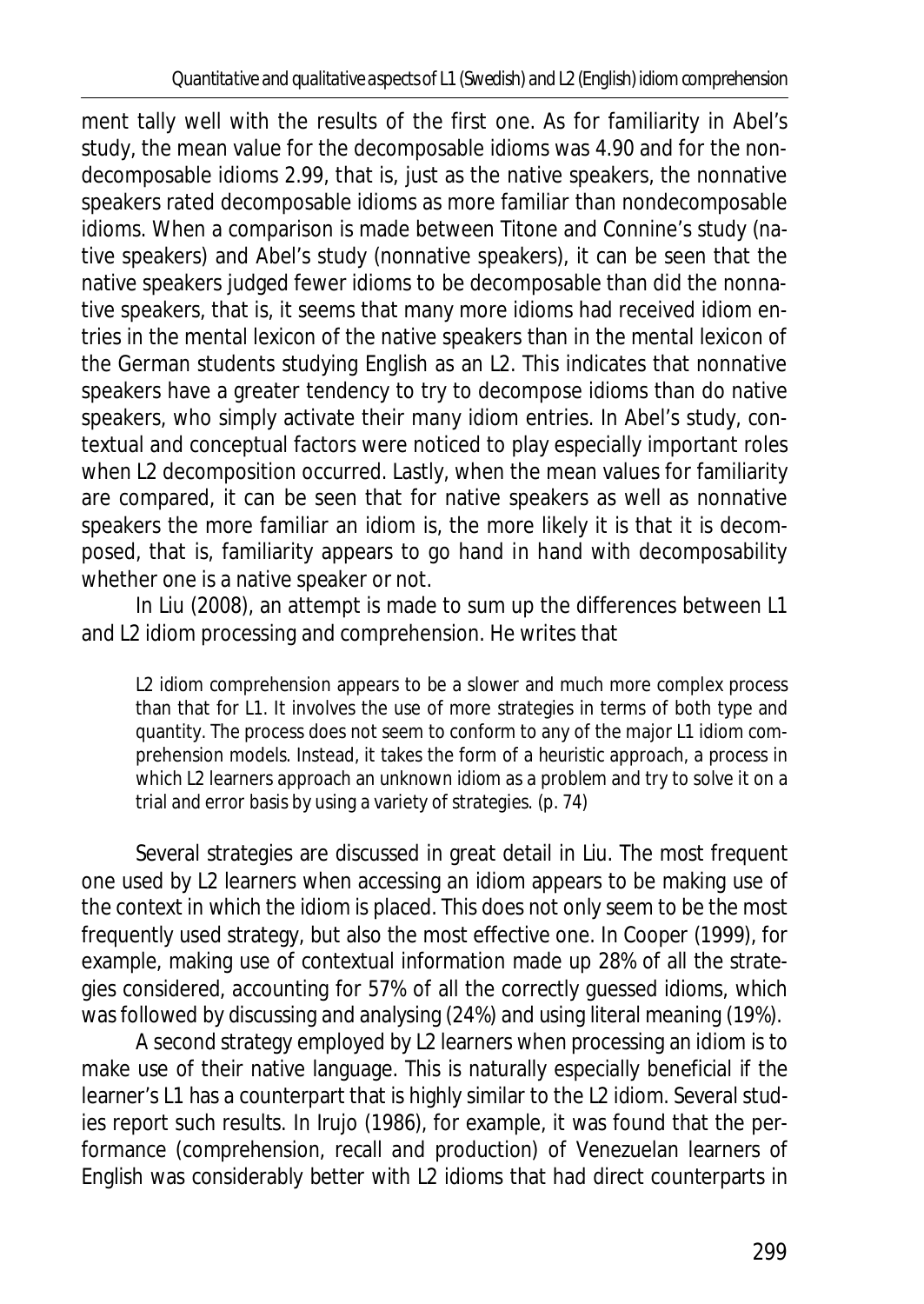ment tally well with the results of the first one. As for familiarity in Abel's study, the mean value for the decomposable idioms was 4.90 and for the nondecomposable idioms 2.99, that is, just as the native speakers, the nonnative speakers rated decomposable idioms as more familiar than nondecomposable idioms. When a comparison is made between Titone and Connine's study (native speakers) and Abel's study (nonnative speakers), it can be seen that the native speakers judged fewer idioms to be decomposable than did the nonnative speakers, that is, it seems that many more idioms had received idiom entries in the mental lexicon of the native speakers than in the mental lexicon of the German students studying English as an L2. This indicates that nonnative speakers have a greater tendency to try to decompose idioms than do native speakers, who simply activate their many idiom entries. In Abel's study, contextual and conceptual factors were noticed to play especially important roles when L2 decomposition occurred. Lastly, when the mean values for familiarity are compared, it can be seen that for native speakers as well as nonnative speakers the more familiar an idiom is, the more likely it is that it is decomposed, that is, familiarity appears to go hand in hand with decomposability whether one is a native speaker or not.

In Liu (2008), an attempt is made to sum up the differences between L1 and L2 idiom processing and comprehension. He writes that

> L2 idiom comprehension appears to be a slower and much more complex process than that for L1. It involves the use of more strategies in terms of both type and quantity. The process does not seem to conform to any of the major L1 idiom comprehension models. Instead, it takes the form of a heuristic approach, a process in which L2 learners approach an unknown idiom as a problem and try to solve it on a trial and error basis by using a variety of strategies. (p. 74)

Several strategies are discussed in great detail in Liu. The most frequent one used by L2 learners when accessing an idiom appears to be making use of the context in which the idiom is placed. This does not only seem to be the most frequently used strategy, but also the most effective one. In Cooper (1999), for example, making use of contextual information made up 28% of all the strategies considered, accounting for 57% of all the correctly guessed idioms, which was followed by discussing and analysing (24%) and using literal meaning (19%).

A second strategy employed by L2 learners when processing an idiom is to make use of their native language. This is naturally especially beneficial if the learner's L1 has a counterpart that is highly similar to the L2 idiom. Several studies report such results. In Irujo (1986), for example, it was found that the performance (comprehension, recall and production) of Venezuelan learners of English was considerably better with L2 idioms that had direct counterparts in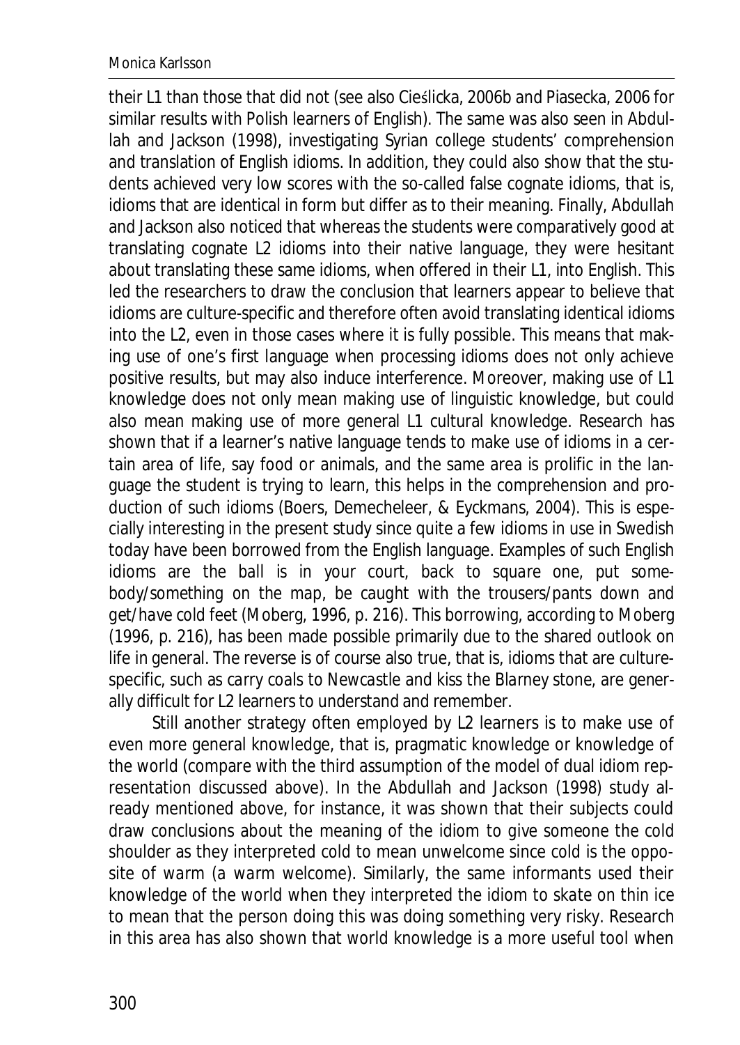their L1 than those that did not (see also Cieślicka, 2006b and Piasecka, 2006 for similar results with Polish learners of English). The same was also seen in Abdullah and Jackson (1998), investigating Syrian college students' comprehension and translation of English idioms. In addition, they could also show that the students achieved very low scores with the so-called false cognate idioms, that is, idioms that are identical in form but differ as to their meaning. Finally, Abdullah and Jackson also noticed that whereas the students were comparatively good at translating cognate L2 idioms into their native language, they were hesitant about translating these same idioms, when offered in their L1, into English. This led the researchers to draw the conclusion that learners appear to believe that idioms are culture-specific and therefore often avoid translating identical idioms into the L2, even in those cases where it is fully possible. This means that making use of one's first language when processing idioms does not only achieve positive results, but may also induce interference. Moreover, making use of L1 knowledge does not only mean making use of linguistic knowledge, but could also mean making use of more general L1 cultural knowledge. Research has shown that if a learner's native language tends to make use of idioms in a certain area of life, say food or animals, and the same area is prolific in the language the student is trying to learn, this helps in the comprehension and production of such idioms (Boers, Demecheleer, & Eyckmans, 2004). This is especially interesting in the present study since quite a few idioms in use in Swedish today have been borrowed from the English language. Examples of such English idioms are *the ball is in your court*, *back to square one*, *put somebody/something on the map*, *be caught with the trousers/pants down* and *get/have cold feet* (Moberg, 1996, p. 216). This borrowing, according to Moberg (1996, p. 216), has been made possible primarily due to the shared outlook on life in general. The reverse is of course also true, that is, idioms that are culture-specific, such as *carry coals to Newcastle* and *kiss the Blarney stone*, are generally difficult for L2 learners to understand and remember.

Still another strategy often employed by L2 learners is to make use of even more general knowledge, that is, pragmatic knowledge or knowledge of the world (compare with the third assumption of the model of dual idiom representation discussed above). In the Abdullah and Jackson (1998) study already mentioned above, for instance, it was shown that their subjects could draw conclusions about the meaning of the idiom *to give someone the cold shoulder* as they interpreted *cold* to mean *unwelcome* since *cold* is the opposite of *warm* (*a warm welcome*). Similarly, the same informants used their knowledge of the world when they interpreted the idiom *to skate on thin ice* to mean that the person doing this was doing something very risky. Research in this area has also shown that world knowledge is a more useful tool when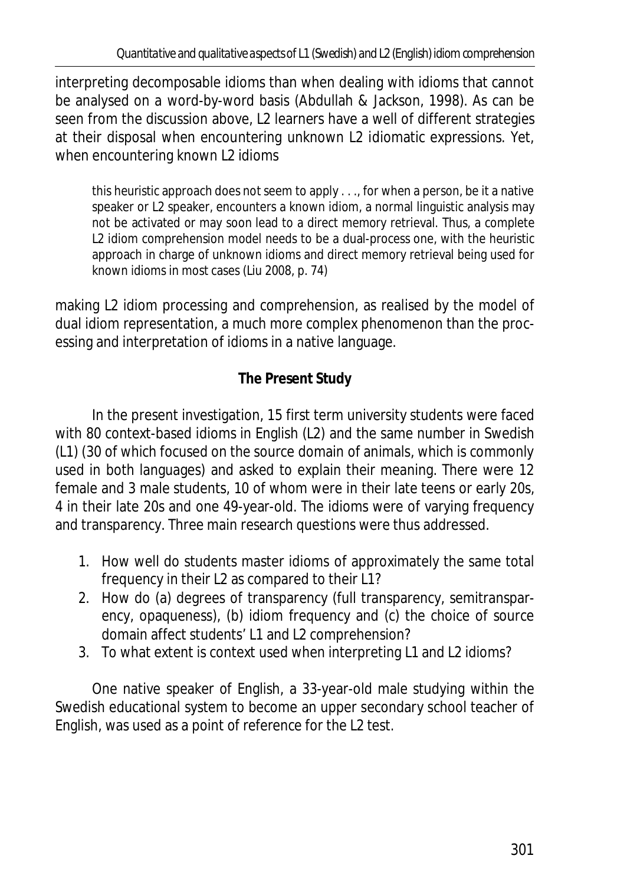interpreting decomposable idioms than when dealing with idioms that cannot be analysed on a word-by-word basis (Abdullah & Jackson, 1998). As can be seen from the discussion above, L2 learners have a well of different strategies at their disposal when encountering unknown L2 idiomatic expressions. Yet, when encountering known L2 idioms

> this heuristic approach does not seem to apply . . ., for when a person, be it a native speaker or L2 speaker, encounters a known idiom, a normal linguistic analysis may not be activated or may soon lead to a direct memory retrieval. Thus, a complete L2 idiom comprehension model needs to be a dual-process one, with the heuristic approach in charge of unknown idioms and direct memory retrieval being used for known idioms in most cases (Liu 2008, p. 74)

making L2 idiom processing and comprehension, as realised by the model of dual idiom representation, a much more complex phenomenon than the processing and interpretation of idioms in a native language.

## The Present Study

In the present investigation, 15 first term university students were faced with 80 context-based idioms in English (L2) and the same number in Swedish (L1) (30 of which focused on the source domain of animals, which is commonly used in both languages) and asked to explain their meaning. There were 12 female and 3 male students, 10 of whom were in their late teens or early 20s, 4 in their late 20s and one 49-year-old. The idioms were of varying frequency and transparency. Three main research questions were thus addressed.

1. How well do students master idioms of approximately the same total frequency in their L2 as compared to their L1?
2. How do (a) degrees of transparency (full transparency, semitransparency, opaqueness), (b) idiom frequency and (c) the choice of source domain affect students' L1 and L2 comprehension?
3. To what extent is context used when interpreting L1 and L2 idioms?

One native speaker of English, a 33-year-old male studying within the Swedish educational system to become an upper secondary school teacher of English, was used as a point of reference for the L2 test.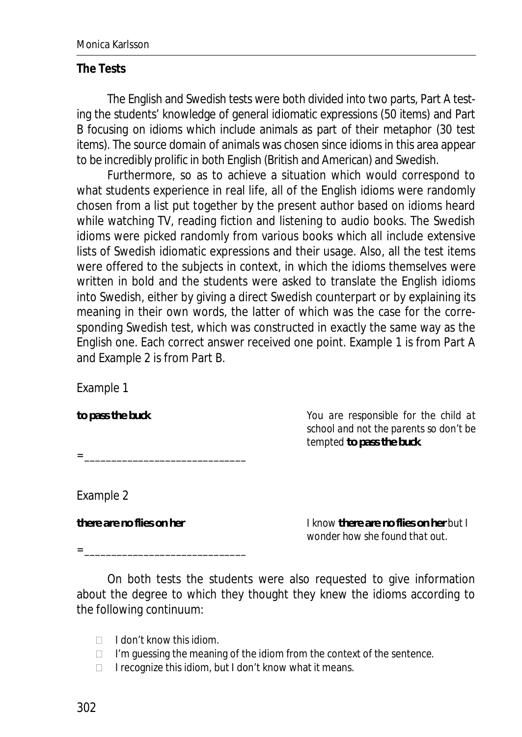**The Tests**

The English and Swedish tests were both divided into two parts, Part A testing the students' knowledge of general idiomatic expressions (50 items) and Part B focusing on idioms which include animals as part of their metaphor (30 test items). The source domain of animals was chosen since idioms in this area appear to be incredibly prolific in both English (British and American) and Swedish.

Furthermore, so as to achieve a situation which would correspond to what students experience in real life, all of the English idioms were randomly chosen from a list put together by the present author based on idioms heard while watching TV, reading fiction and listening to audio books. The Swedish idioms were picked randomly from various books which all include extensive lists of Swedish idiomatic expressions and their usage. Also, all the test items were offered to the subjects in context, in which the idioms themselves were written in bold and the students were asked to translate the English idioms into Swedish, either by giving a direct Swedish counterpart or by explaining its meaning in their own words, the latter of which was the case for the corresponding Swedish test, which was constructed in exactly the same way as the English one. Each correct answer received one point. Example 1 is from Part A and Example 2 is from Part B.

Example 1

**to pass the buck**

=_____________________________

*You are responsible for the child at school and not the parents so don't be tempted* ***to pass the buck****.*

Example 2

**there are no flies on her**

=_____________________________

*I know* ***there are no flies on her*** *but I wonder how she found that out.*

On both tests the students were also requested to give information about the degree to which they thought they knew the idioms according to the following continuum:

- I don't know this idiom.
- I'm guessing the meaning of the idiom from the context of the sentence.
- I recognize this idiom, but I don't know what it means.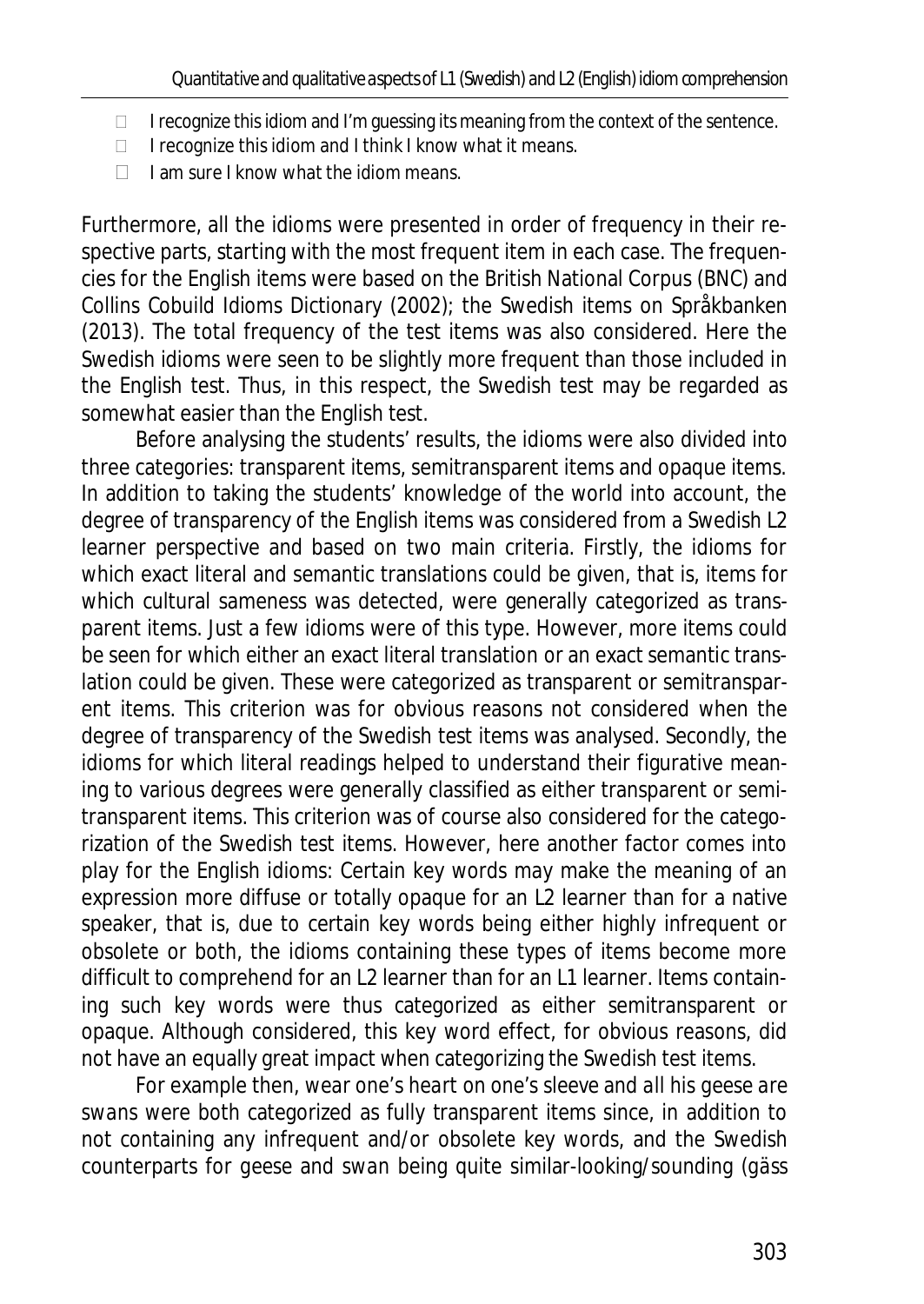- I recognize this idiom and I'm guessing its meaning from the context of the sentence.
- I recognize this idiom and I think I know what it means.
- I am sure I know what the idiom means.

Furthermore, all the idioms were presented in order of frequency in their respective parts, starting with the most frequent item in each case. The frequencies for the English items were based on the British National Corpus (BNC) and *Collins Cobuild Idioms Dictionary* (2002); the Swedish items on Språkbanken (2013). The total frequency of the test items was also considered. Here the Swedish idioms were seen to be slightly more frequent than those included in the English test. Thus, in this respect, the Swedish test may be regarded as somewhat easier than the English test.

Before analysing the students' results, the idioms were also divided into three categories: transparent items, semitransparent items and opaque items. In addition to taking the students' knowledge of the world into account, the degree of transparency of the English items was considered from a Swedish L2 learner perspective and based on two main criteria. Firstly, the idioms for which exact literal and semantic translations could be given, that is, items for which cultural sameness was detected, were generally categorized as transparent items. Just a few idioms were of this type. However, more items could be seen for which either an exact literal translation or an exact semantic translation could be given. These were categorized as transparent or semitransparent items. This criterion was for obvious reasons not considered when the degree of transparency of the Swedish test items was analysed. Secondly, the idioms for which literal readings helped to understand their figurative meaning to various degrees were generally classified as either transparent or semitransparent items. This criterion was of course also considered for the categorization of the Swedish test items. However, here another factor comes into play for the English idioms: Certain key words may make the meaning of an expression more diffuse or totally opaque for an L2 learner than for a native speaker, that is, due to certain key words being either highly infrequent or obsolete or both, the idioms containing these types of items become more difficult to comprehend for an L2 learner than for an L1 learner. Items containing such key words were thus categorized as either semitransparent or opaque. Although considered, this key word effect, for obvious reasons, did not have an equally great impact when categorizing the Swedish test items.

For example then, *wear one's heart on one's sleeve* and *all his geese are swans* were both categorized as fully transparent items since, in addition to not containing any infrequent and/or obsolete key words, and the Swedish counterparts for *geese* and *swan* being quite similar-looking/sounding (*gäss*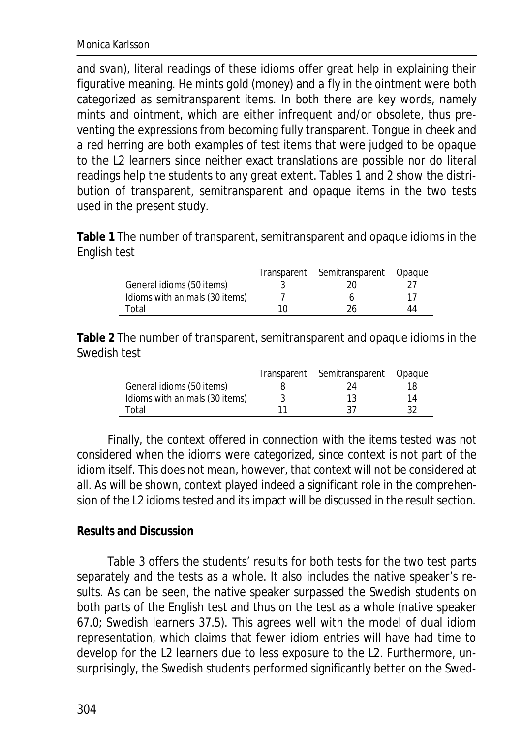and svan), literal readings of these idioms offer great help in explaining their figurative meaning. He mints gold (money) and a fly in the ointment were both categorized as semitransparent items. In both there are key words, namely mints and ointment, which are either infrequent and/or obsolete, thus preventing the expressions from becoming fully transparent. Tongue in cheek and a red herring are both examples of test items that were judged to be opaque to the L2 learners since neither exact translations are possible nor do literal readings help the students to any great extent. Tables 1 and 2 show the distribution of transparent, semitransparent and opaque items in the two tests used in the present study.

**Table 1** The number of transparent, semitransparent and opaque idioms in the English test

| | Transparent | Semitransparent | Opaque |
|---|---|---|---|
| General idioms (50 items) | 3 | 20 | 27 |
| Idioms with animals (30 items) | 7 | 6 | 17 |
| Total | 10 | 26 | 44 |

**Table 2** The number of transparent, semitransparent and opaque idioms in the Swedish test

| | Transparent | Semitransparent | Opaque |
|---|---|---|---|
| General idioms (50 items) | 8 | 24 | 18 |
| Idioms with animals (30 items) | 3 | 13 | 14 |
| Total | 11 | 37 | 32 |

Finally, the context offered in connection with the items tested was not considered when the idioms were categorized, since context is not part of the idiom itself. This does not mean, however, that context will not be considered at all. As will be shown, context played indeed a significant role in the comprehension of the L2 idioms tested and its impact will be discussed in the result section.

**Results and Discussion**

Table 3 offers the students' results for both tests for the two test parts separately and the tests as a whole. It also includes the native speaker's results. As can be seen, the native speaker surpassed the Swedish students on both parts of the English test and thus on the test as a whole (native speaker 67.0; Swedish learners 37.5). This agrees well with the model of dual idiom representation, which claims that fewer idiom entries will have had time to develop for the L2 learners due to less exposure to the L2. Furthermore, unsurprisingly, the Swedish students performed significantly better on the Swed-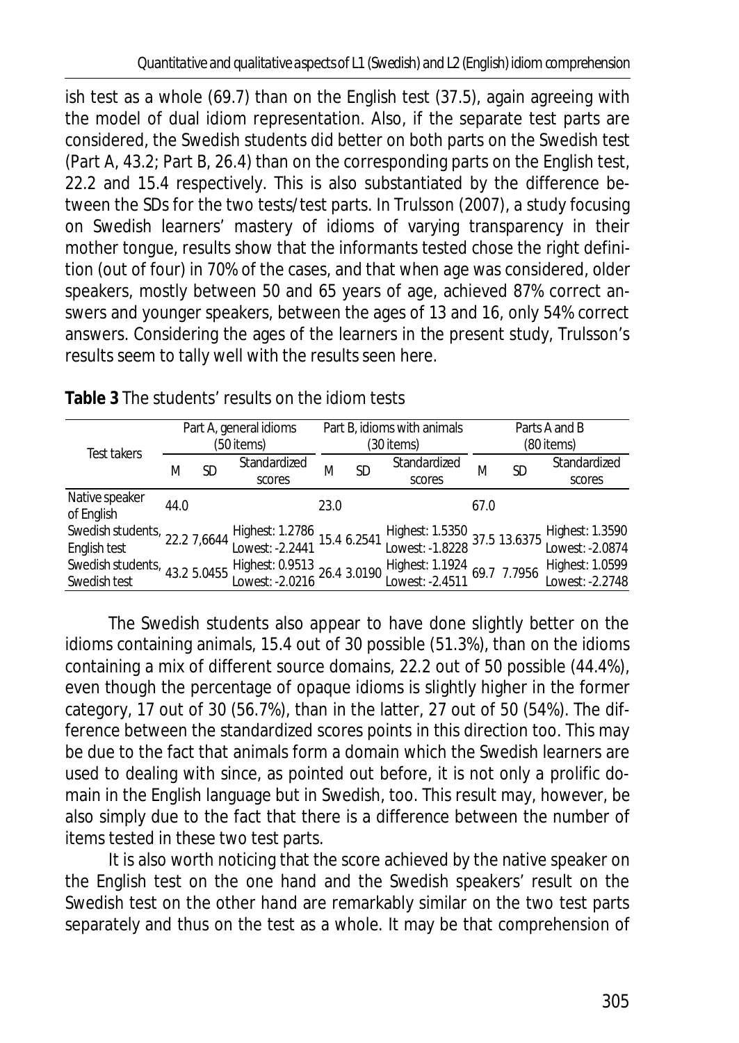ish test as a whole (69.7) than on the English test (37.5), again agreeing with the model of dual idiom representation. Also, if the separate test parts are considered, the Swedish students did better on both parts on the Swedish test (Part A, 43.2; Part B, 26.4) than on the corresponding parts on the English test, 22.2 and 15.4 respectively. This is also substantiated by the difference between the SDs for the two tests/test parts. In Trulsson (2007), a study focusing on Swedish learners' mastery of idioms of varying transparency in their mother tongue, results show that the informants tested chose the right definition (out of four) in 70% of the cases, and that when age was considered, older speakers, mostly between 50 and 65 years of age, achieved 87% correct answers and younger speakers, between the ages of 13 and 16, only 54% correct answers. Considering the ages of the learners in the present study, Trulsson's results seem to tally well with the results seen here.

**Table 3** The students' results on the idiom tests

| Test takers | Part A, general idioms (50 items) | | | Part B, idioms with animals (30 items) | | | Parts A and B (80 items) | | |
|---|---|---|---|---|---|---|---|---|---|
| | M | SD | Standardized scores | M | SD | Standardized scores | M | SD | Standardized scores |
| Native speaker of English | 44.0 | | | 23.0 | | | 67.0 | | |
| Swedish students, English test | 22.2 | 7,6644 | Highest: 1.2786 Lowest: -2.2441 | 15.4 | 6.2541 | Highest: 1.5350 Lowest: -1.8228 | 37.5 | 13.6375 | Highest: 1.3590 Lowest: -2.0874 |
| Swedish students, Swedish test | 43.2 | 5.0455 | Highest: 0.9513 Lowest: -2.0216 | 26.4 | 3.0190 | Highest: 1.1924 Lowest: -2.4511 | 69.7 | 7.7956 | Highest: 1.0599 Lowest: -2.2748 |

The Swedish students also appear to have done slightly better on the idioms containing animals, 15.4 out of 30 possible (51.3%), than on the idioms containing a mix of different source domains, 22.2 out of 50 possible (44.4%), even though the percentage of opaque idioms is slightly higher in the former category, 17 out of 30 (56.7%), than in the latter, 27 out of 50 (54%). The difference between the standardized scores points in this direction too. This may be due to the fact that animals form a domain which the Swedish learners are used to dealing with since, as pointed out before, it is not only a prolific domain in the English language but in Swedish, too. This result may, however, be also simply due to the fact that there is a difference between the number of items tested in these two test parts.

It is also worth noticing that the score achieved by the native speaker on the English test on the one hand and the Swedish speakers' result on the Swedish test on the other hand are remarkably similar on the two test parts separately and thus on the test as a whole. It may be that comprehension of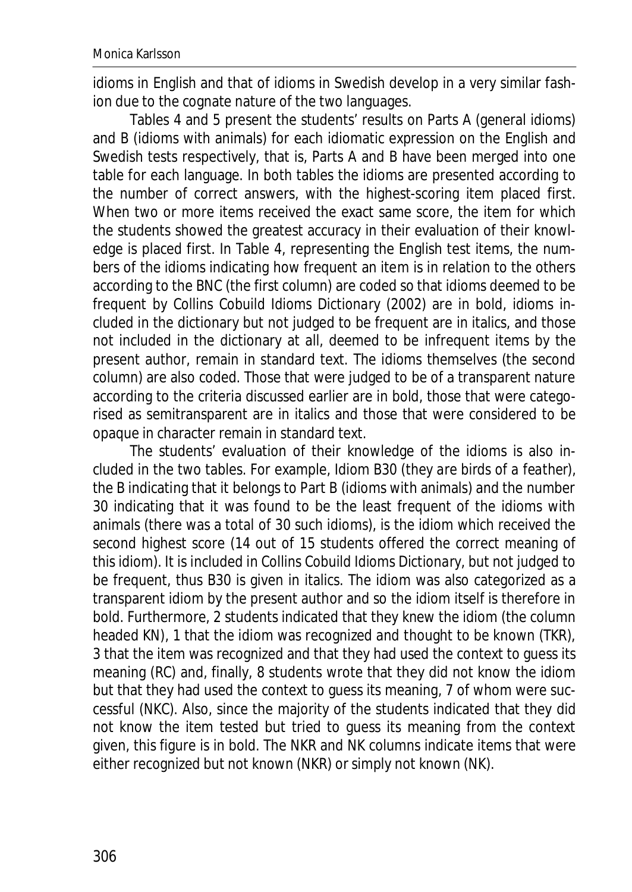idioms in English and that of idioms in Swedish develop in a very similar fashion due to the cognate nature of the two languages.

Tables 4 and 5 present the students' results on Parts A (general idioms) and B (idioms with animals) for each idiomatic expression on the English and Swedish tests respectively, that is, Parts A and B have been merged into one table for each language. In both tables the idioms are presented according to the number of correct answers, with the highest-scoring item placed first. When two or more items received the exact same score, the item for which the students showed the greatest accuracy in their evaluation of their knowledge is placed first. In Table 4, representing the English test items, the numbers of the idioms indicating how frequent an item is in relation to the others according to the BNC (the first column) are coded so that idioms deemed to be frequent by *Collins Cobuild Idioms Dictionary* (2002) are in bold, idioms included in the dictionary but not judged to be frequent are in italics, and those not included in the dictionary at all, deemed to be infrequent items by the present author, remain in standard text. The idioms themselves (the second column) are also coded. Those that were judged to be of a transparent nature according to the criteria discussed earlier are in bold, those that were categorised as semitransparent are in italics and those that were considered to be opaque in character remain in standard text.

The students' evaluation of their knowledge of the idioms is also included in the two tables. For example, Idiom B30 (*they are birds of a feather*), the B indicating that it belongs to Part B (idioms with animals) and the number 30 indicating that it was found to be the least frequent of the idioms with animals (there was a total of 30 such idioms), is the idiom which received the second highest score (14 out of 15 students offered the correct meaning of this idiom). It is included in *Collins Cobuild Idioms Dictionary*, but not judged to be frequent, thus B30 is given in italics. The idiom was also categorized as a transparent idiom by the present author and so the idiom itself is therefore in bold. Furthermore, 2 students indicated that they knew the idiom (the column headed KN), 1 that the idiom was recognized and thought to be known (TKR), 3 that the item was recognized and that they had used the context to guess its meaning (RC) and, finally, 8 students wrote that they did not know the idiom but that they had used the context to guess its meaning, 7 of whom were successful (NKC). Also, since the majority of the students indicated that they did not know the item tested but tried to guess its meaning from the context given, this figure is in bold. The NKR and NK columns indicate items that were either recognized but not known (NKR) or simply not known (NK).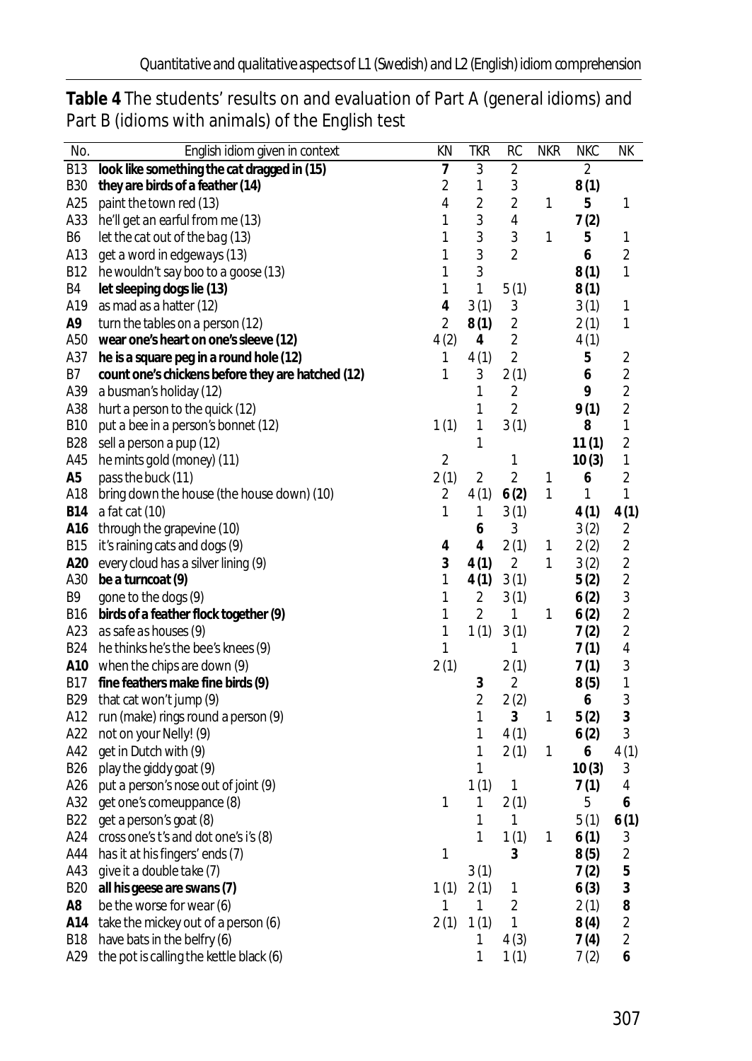**Table 4** The students' results on and evaluation of Part A (general idioms) and Part B (idioms with animals) of the English test

| No. | English idiom given in context | KN | TKR | RC | NKR | NKC | NK |
|---|---|---|---|---|---|---|---|
| B13 | **look like something the cat dragged in (15)** | **7** | 3 | 2 | | 2 | |
| B30 | **they are birds of a feather (14)** | 2 | 1 | 3 | | **8 (1)** | |
| A25 | paint the town red (13) | 4 | 2 | 2 | 1 | **5** | 1 |
| A33 | he'll get an earful from me (13) | 1 | 3 | 4 | | **7 (2)** | |
| B6 | let the cat out of the bag (13) | 1 | 3 | 3 | 1 | **5** | 1 |
| A13 | get a word in edgeways (13) | 1 | 3 | 2 | | **6** | 2 |
| B12 | he wouldn't say boo to a goose (13) | 1 | 3 | | | **8 (1)** | 1 |
| B4 | **let sleeping dogs lie (13)** | 1 | 1 | 5 (1) | | **8 (1)** | |
| A19 | as mad as a hatter (12) | **4** | 3 (1) | 3 | | 3 (1) | 1 |
| **A9** | turn the tables on a person (12) | 2 | **8 (1)** | 2 | | 2 (1) | 1 |
| A50 | **wear one's heart on one's sleeve (12)** | 4 (2) | **4** | 2 | | 4 (1) | |
| A37 | **he is a square peg in a round hole (12)** | 1 | 4 (1) | 2 | | **5** | 2 |
| B7 | **count one's chickens before they are hatched (12)** | 1 | 3 | 2 (1) | | **6** | 2 |
| A39 | a busman's holiday (12) | | 1 | 2 | | **9** | 2 |
| A38 | hurt a person to the quick (12) | | 1 | 2 | | **9 (1)** | 2 |
| B10 | put a bee in a person's bonnet (12) | 1 (1) | 1 | 3 (1) | | **8** | 1 |
| B28 | sell a person a pup (12) | | 1 | | | **11 (1)** | 2 |
| A45 | he mints gold (money) (11) | 2 | | 1 | | **10 (3)** | 1 |
| **A5** | pass the buck (11) | 2 (1) | 2 | 2 | 1 | **6** | 2 |
| A18 | bring down the house (the house down) (10) | 2 | 4 (1) | **6 (2)** | 1 | 1 | 1 |
| **B14** | a fat cat (10) | 1 | 1 | 3 (1) | | **4 (1)** | **4 (1)** |
| A16 | through the grapevine (10) | | **6** | 3 | | 3 (2) | 2 |
| B15 | it's raining cats and dogs (9) | **4** | **4** | 2 (1) | 1 | 2 (2) | 2 |
| **A20** | every cloud has a silver lining (9) | **3** | **4 (1)** | 2 | 1 | 3 (2) | 2 |
| A30 | **be a turncoat (9)** | 1 | **4 (1)** | 3 (1) | | 5 (2) | 2 |
| B9 | gone to the dogs (9) | 1 | 2 | 3 (1) | | **6 (2)** | 3 |
| B16 | **birds of a feather flock together (9)** | 1 | 2 | 1 | 1 | **6 (2)** | 2 |
| A23 | as safe as houses (9) | 1 | 1 (1) | 3 (1) | | **7 (2)** | 2 |
| B24 | he thinks he's the bee's knees (9) | 1 | | 1 | | **7 (1)** | 4 |
| **A10** | when the chips are down (9) | 2 (1) | | 2 (1) | | **7 (1)** | 3 |
| B17 | **fine feathers make fine birds (9)** | | **3** | 2 | | **8 (5)** | 1 |
| B29 | that cat won't jump (9) | | 2 | 2 (2) | | **6** | 3 |
| A12 | run (make) rings round a person (9) | | 1 | **3** | 1 | **5 (2)** | **3** |
| A22 | not on your Nelly! (9) | | 1 | 4 (1) | | **6 (2)** | 3 |
| A42 | get in Dutch with (9) | | 1 | 2 (1) | 1 | **6** | 4 (1) |
| B26 | play the giddy goat (9) | | 1 | | | **10 (3)** | 3 |
| A26 | put a person's nose out of joint (9) | | 1 (1) | 1 | | **7 (1)** | 4 |
| A32 | get one's comeuppance (8) | 1 | 1 | 2 (1) | | 5 | **6** |
| B22 | get a person's goat (8) | | 1 | 1 | | 5 (1) | **6 (1)** |
| A24 | cross one's t's and dot one's i's (8) | | 1 | 1 (1) | 1 | **6 (1)** | 3 |
| A44 | has it at his fingers' ends (7) | 1 | | **3** | | **8 (5)** | 2 |
| A43 | give it a double take (7) | | 3 (1) | | | **7 (2)** | **5** |
| B20 | **all his geese are swans (7)** | 1 (1) | 2 (1) | 1 | | **6 (3)** | **3** |
| **A8** | be the worse for wear (6) | 1 | 1 | 2 | | 2 (1) | **8** |
| **A14** | take the mickey out of a person (6) | 2 (1) | 1 (1) | 1 | | **8 (4)** | 2 |
| B18 | have bats in the belfry (6) | | 1 | 4 (3) | | **7 (4)** | 2 |
| A29 | the pot is calling the kettle black (6) | | 1 | 1 (1) | | 7 (2) | **6** |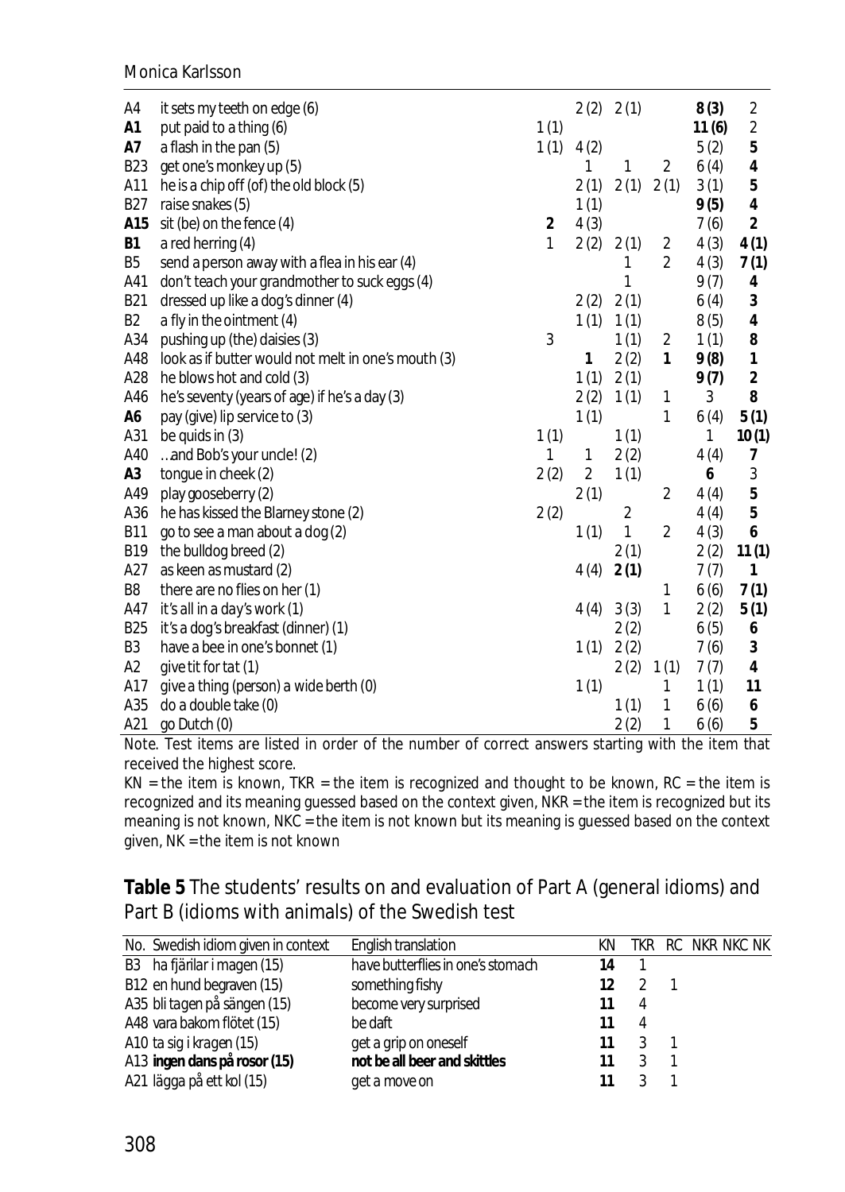| | | | | | | | |
|---|---|---|---|---|---|---|---|
| A4 | it sets my teeth on edge (6) | | 2 (2) | 2 (1) | | **8 (3)** | 2 |
| **A1** | put paid to a thing (6) | 1 (1) | | | | **11 (6)** | 2 |
| **A7** | a flash in the pan (5) | 1 (1) | 4 (2) | | | 5 (2) | **5** |
| B23 | get one's monkey up (5) | | 1 | 1 | 2 | 6 (4) | **4** |
| A11 | he is a chip off (of) the old block (5) | | 2 (1) | 2 (1) | 2 (1) | 3 (1) | **5** |
| B27 | raise snakes (5) | | 1 (1) | | | **9 (5)** | 4 |
| **A15** | sit (be) on the fence (4) | **2** | 4 (3) | | | 7 (6) | **2** |
| **B1** | a red herring (4) | 1 | 2 (2) | 2 (1) | 2 | 4 (3) | **4 (1)** |
| B5 | send a person away with a flea in his ear (4) | | | 1 | 2 | 4 (3) | **7 (1)** |
| A41 | don't teach your grandmother to suck eggs (4) | | | 1 | | 9 (7) | **4** |
| B21 | dressed up like a dog's dinner (4) | | 2 (2) | 2 (1) | | 6 (4) | **3** |
| B2 | a fly in the ointment (4) | | 1 (1) | 1 (1) | | 8 (5) | **4** |
| A34 | pushing up (the) daisies (3) | 3 | | 1 (1) | 2 | 1 (1) | **8** |
| A48 | look as if butter would not melt in one's mouth (3) | | **1** | 2 (2) | **1** | **9 (8)** | **1** |
| A28 | he blows hot and cold (3) | | 1 (1) | 2 (1) | | **9 (7)** | **2** |
| A46 | he's seventy (years of age) if he's a day (3) | | 2 (2) | 1 (1) | 1 | 3 | **8** |
| **A6** | pay (give) lip service to (3) | | 1 (1) | | 1 | 6 (4) | **5 (1)** |
| A31 | be quids in (3) | 1 (1) | | 1 (1) | | 1 | **10 (1)** |
| A40 | …and Bob's your uncle! (2) | 1 | 1 | 2 (2) | | 4 (4) | **7** |
| **A3** | tongue in cheek (2) | 2 (2) | 2 | 1 (1) | | **6** | 3 |
| A49 | play gooseberry (2) | | 2 (1) | | 2 | 4 (4) | **5** |
| A36 | he has kissed the Blarney stone (2) | 2 (2) | | 2 | | 4 (4) | **5** |
| B11 | go to see a man about a dog (2) | | 1 (1) | 1 | 2 | 4 (3) | **6** |
| B19 | the bulldog breed (2) | | | 2 (1) | | 2 (2) | **11 (1)** |
| A27 | as keen as mustard (2) | | 4 (4) | **2 (1)** | | 7 (7) | **1** |
| B8 | there are no flies on her (1) | | | | 1 | 6 (6) | **7 (1)** |
| A47 | it's all in a day's work (1) | | 4 (4) | 3 (3) | 1 | 2 (2) | **5 (1)** |
| B25 | it's a dog's breakfast (dinner) (1) | | | 2 (2) | | 6 (5) | **6** |
| B3 | have a bee in one's bonnet (1) | | 1 (1) | 2 (2) | | 7 (6) | **3** |
| A2 | give tit for tat (1) | | | 2 (2) | 1 (1) | 7 (7) | **4** |
| A17 | give a thing (person) a wide berth (0) | | 1 (1) | | 1 | 1 (1) | **11** |
| A35 | do a double take (0) | | | 1 (1) | 1 | 6 (6) | **6** |
| A21 | go Dutch (0) | | | 2 (2) | 1 | 6 (6) | **5** |

Note. Test items are listed in order of the number of correct answers starting with the item that received the highest score.

KN = the item is known, TKR = the item is recognized and thought to be known, RC = the item is recognized and its meaning guessed based on the context given, NKR = the item is recognized but its meaning is not known, NKC = the item is not known but its meaning is guessed based on the context given, NK = the item is not known

**Table 5** The students' results on and evaluation of Part A (general idioms) and Part B (idioms with animals) of the Swedish test

| No. Swedish idiom given in context | English translation | KN | TKR | RC | NKR | NKC | NK |
|---|---|---|---|---|---|---|---|
| B3 ha fjärilar i magen (15) | have butterflies in one's stomach | **14** | 1 | | | | |
| B12 en hund begraven (15) | something fishy | **12** | 2 | 1 | | | |
| A35 bli tagen på sängen (15) | become very surprised | **11** | 4 | | | | |
| A48 vara bakom flötet (15) | be daft | **11** | 4 | | | | |
| A10 ta sig i kragen (15) | get a grip on oneself | **11** | 3 | 1 | | | |
| A13 **ingen dans på rosor (15)** | **not be all beer and skittles** | **11** | 3 | 1 | | | |
| A21 lägga på ett kol (15) | get a move on | **11** | 3 | 1 | | | |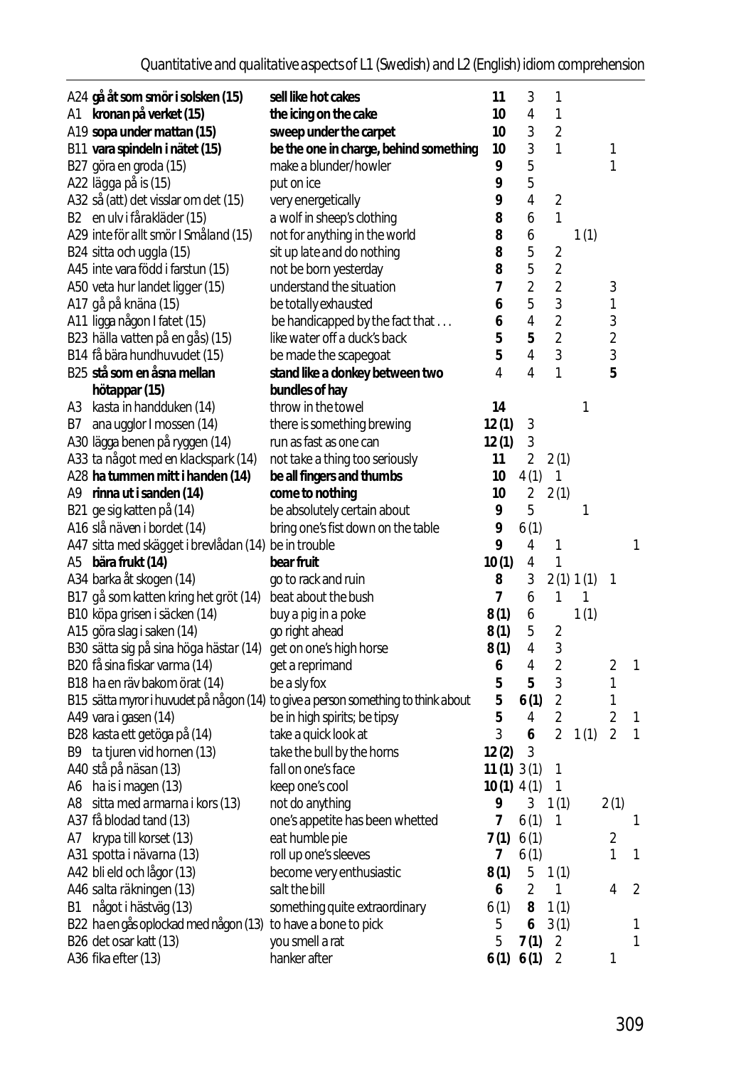| | | | | | | | |
|---|---|---|---|---|---|---|---|
| A24 **gå åt som smör i solsken (15)** | **sell like hot cakes** | **11** | 3 | 1 | | | |
| A1 **kronan på verket (15)** | **the icing on the cake** | **10** | 4 | 1 | | | |
| A19 **sopa under mattan (15)** | **sweep under the carpet** | **10** | 3 | 2 | | | |
| B11 **vara spindeln i nätet (15)** | **be the one in charge, behind something** | **10** | 3 | 1 | | 1 | |
| B27 göra en groda (15) | make a blunder/howler | **9** | 5 | | | 1 | |
| A22 lägga på is (15) | put on ice | **9** | 5 | | | | |
| A32 så (att) det visslar om det (15) | very energetically | **9** | 4 | 2 | | | |
| B2 en ulv i fårakläder (15) | a wolf in sheep's clothing | **8** | 6 | 1 | | | |
| A29 inte för allt smör I Småland (15) | not for anything in the world | **8** | 6 | | 1 (1) | | |
| B24 sitta och uggla (15) | sit up late and do nothing | **8** | 5 | 2 | | | |
| A45 inte vara född i farstun (15) | not be born yesterday | **8** | 5 | 2 | | | |
| A50 veta hur landet ligger (15) | understand the situation | **7** | 2 | 2 | | 3 | |
| A17 gå på knäna (15) | be totally exhausted | **6** | 5 | 3 | | 1 | |
| A11 ligga någon I fatet (15) | be handicapped by the fact that . . . | **6** | 4 | 2 | | 3 | |
| B23 hälla vatten på en gås) (15) | like water off a duck's back | **5** | **5** | 2 | | 2 | |
| B14 få bära hundhuvudet (15) | be made the scapegoat | **5** | 4 | 3 | | 3 | |
| B25 **stå som en åsna mellan hötappar (15)** | **stand like a donkey between two bundles of hay** | 4 | 4 | 1 | | **5** | |
| A3 kasta in handduken (14) | throw in the towel | **14** | | | 1 | | |
| B7 ana ugglor I mossen (14) | there is something brewing | **12 (1)** | 3 | | | | |
| A30 lägga benen på ryggen (14) | run as fast as one can | **12 (1)** | 3 | | | | |
| A33 ta något med en klackspark (14) | not take a thing too seriously | **11** | 2 | 2 (1) | | | |
| A28 **ha tummen mitt i handen (14)** | **be all fingers and thumbs** | **10** | 4 (1) | 1 | | | |
| A9 **rinna ut i sanden (14)** | **come to nothing** | **10** | 2 | 2 (1) | | | |
| B21 ge sig katten på (14) | be absolutely certain about | **9** | 5 | | 1 | | |
| A16 slå näven i bordet (14) | bring one's fist down on the table | **9** | 6 (1) | | | | |
| A47 sitta med skägget i brevlådan (14) | be in trouble | **9** | 4 | 1 | | | 1 |
| A5 **bära frukt (14)** | **bear fruit** | **10 (1)** | 4 | 1 | | | |
| A34 barka åt skogen (14) | go to rack and ruin | **8** | 3 | 2 (1) | 1 (1) | 1 | |
| B17 gå som katten kring het gröt (14) | beat about the bush | **7** | 6 | 1 | 1 | | |
| B10 köpa grisen i säcken (14) | buy a pig in a poke | **8 (1)** | 6 | | 1 (1) | | |
| A15 göra slag i saken (14) | go right ahead | **8 (1)** | 5 | 2 | | | |
| B30 sätta sig på sina höga hästar (14) | get on one's high horse | **8 (1)** | 4 | 3 | | | |
| B20 få sina fiskar varma (14) | get a reprimand | **6** | 4 | 2 | | 2 | 1 |
| B18 ha en räv bakom örat (14) | be a sly fox | **5** | **5** | 3 | | 1 | |
| B15 sätta myror i huvudet på någon (14) | to give a person something to think about | **5** | **6 (1)** | 2 | | 1 | |
| A49 vara i gasen (14) | be in high spirits; be tipsy | **5** | 4 | 2 | | 2 | 1 |
| B28 kasta ett getöga på (14) | take a quick look at | 3 | **6** | 2 | 1 (1) | 2 | 1 |
| B9 ta tjuren vid hornen (13) | take the bull by the horns | **12 (2)** | 3 | | | | |
| A40 stå på näsan (13) | fall on one's face | **11 (1)** | 3 (1) | 1 | | | |
| A6 ha is i magen (13) | keep one's cool | **10 (1)** | 4 (1) | 1 | | | |
| A8 sitta med armarna i kors (13) | not do anything | **9** | 3 | 1 (1) | | 2 (1) | |
| A37 få blodad tand (13) | one's appetite has been whetted | **7** | 6 (1) | 1 | | | 1 |
| A7 krypa till korset (13) | eat humble pie | **7 (1)** | 6 (1) | | | 2 | |
| A31 spotta i nävarna (13) | roll up one's sleeves | **7** | 6 (1) | | | 1 | 1 |
| A42 bli eld och lågor (13) | become very enthusiastic | **8 (1)** | 5 | 1 (1) | | | |
| A46 salta räkningen (13) | salt the bill | **6** | 2 | 1 | | 4 | 2 |
| B1 något i hästväg (13) | something quite extraordinary | 6 (1) | **8** | 1 (1) | | | |
| B22 ha en gås oplockad med någon (13) | to have a bone to pick | 5 | **6** | 3 (1) | | | 1 |
| B26 det osar katt (13) | you smell a rat | 5 | **7 (1)** | 2 | | | 1 |
| A36 fika efter (13) | hanker after | **6 (1)** | **6 (1)** | 2 | | 1 | |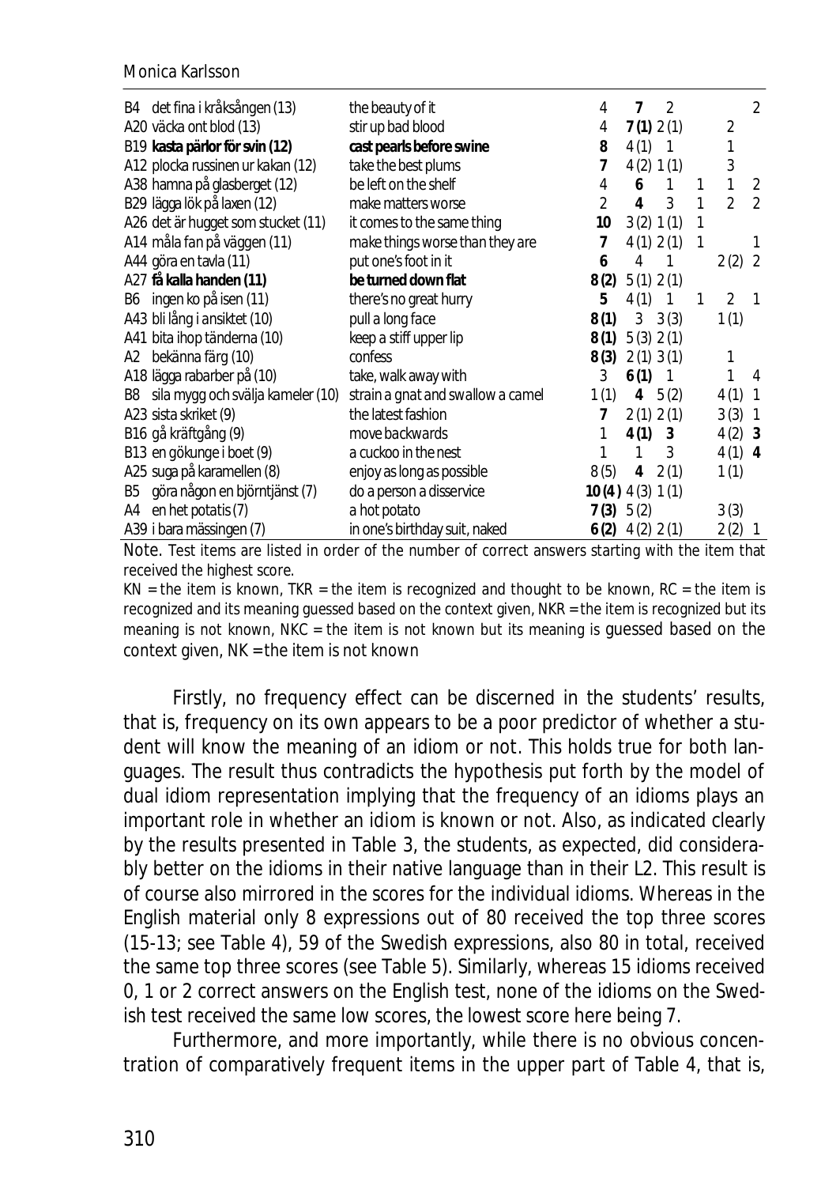| Swedish idiom | English equivalent | KN | TKR | RC | NKR | NKC | NK |
|---|---|---|---|---|---|---|---|
| B4 det fina i kråksången (13) | the beauty of it | 4 | **7** | 2 | | | 2 |
| A20 väcka ont blod (13) | stir up bad blood | 4 | **7 (1)** | 2 (1) | | 2 | |
| B19 **kasta pärlor för svin (12)** | **cast pearls before swine** | **8** | 4 (1) | 1 | | 1 | |
| A12 plocka russinen ur kakan (12) | take the best plums | **7** | 4 (2) | 1 (1) | | 3 | |
| A38 hamna på glasberget (12) | be left on the shelf | 4 | **6** | 1 | 1 | 1 | 2 |
| B29 lägga lök på laxen (12) | make matters worse | 2 | **4** | 3 | 1 | 2 | 2 |
| A26 det är hugget som stucket (11) | it comes to the same thing | **10** | 3 (2) | 1 (1) | 1 | | |
| A14 måla fan på väggen (11) | make things worse than they are | **7** | 4 (1) | 2 (1) | 1 | | 1 |
| A44 göra en tavla (11) | put one's foot in it | **6** | 4 | 1 | | 2 (2) | 2 |
| A27 **få kalla handen (11)** | **be turned down flat** | **8 (2)** | 5 (1) | 2 (1) | | | |
| B6 ingen ko på isen (11) | there's no great hurry | **5** | 4 (1) | 1 | 1 | 2 | 1 |
| A43 bli lång i ansiktet (10) | pull a long face | **8 (1)** | 3 | 3 (3) | | 1 (1) | |
| A41 bita ihop tänderna (10) | keep a stiff upper lip | **8 (1)** | 5 (3) | 2 (1) | | | |
| A2 bekänna färg (10) | confess | **8 (3)** | 2 (1) | 3 (1) | | 1 | |
| A18 lägga rabarber på (10) | take, walk away with | 3 | **6 (1)** | 1 | | 1 | 4 |
| B8 sila mygg och svälja kameler (10) | strain a gnat and swallow a camel | 1 (1) | **4** | 5 (2) | | 4 (1) | 1 |
| A23 sista skriket (9) | the latest fashion | **7** | 2 (1) | 2 (1) | | 3 (3) | 1 |
| B16 gå kräftgång (9) | move backwards | 1 | **4 (1)** | **3** | | 4 (2) | **3** |
| B13 en gökunge i boet (9) | a cuckoo in the nest | 1 | 1 | 3 | | 4 (1) | **4** |
| A25 suga på karamellen (8) | enjoy as long as possible | 8 (5) | **4** | 2 (1) | | 1 (1) | |
| B5 göra någon en björntjänst (7) | do a person a disservice | **10 (4)** | 4 (3) | 1 (1) | | | |
| A4 en het potatis (7) | a hot potato | **7 (3)** | 5 (2) | | | 3 (3) | |
| A39 i bara mässingen (7) | in one's birthday suit, naked | **6 (2)** | 4 (2) | 2 (1) | | 2 (2) | 1 |

*Note.* Test items are listed in order of the number of correct answers starting with the item that received the highest score.

KN = the item is known, TKR = the item is recognized and thought to be known, RC = the item is recognized and its meaning guessed based on the context given, NKR = the item is recognized but its meaning is not known, NKC = the item is not known but its meaning is guessed based on the context given, NK = the item is not known

Firstly, no frequency effect can be discerned in the students' results, that is, frequency on its own appears to be a poor predictor of whether a student will know the meaning of an idiom or not. This holds true for both languages. The result thus contradicts the hypothesis put forth by the model of dual idiom representation implying that the frequency of an idioms plays an important role in whether an idiom is known or not. Also, as indicated clearly by the results presented in Table 3, the students, as expected, did considerably better on the idioms in their native language than in their L2. This result is of course also mirrored in the scores for the individual idioms. Whereas in the English material only 8 expressions out of 80 received the top three scores (15-13; see Table 4), 59 of the Swedish expressions, also 80 in total, received the same top three scores (see Table 5). Similarly, whereas 15 idioms received 0, 1 or 2 correct answers on the English test, none of the idioms on the Swedish test received the same low scores, the lowest score here being 7.

Furthermore, and more importantly, while there is no obvious concentration of comparatively frequent items in the upper part of Table 4, that is,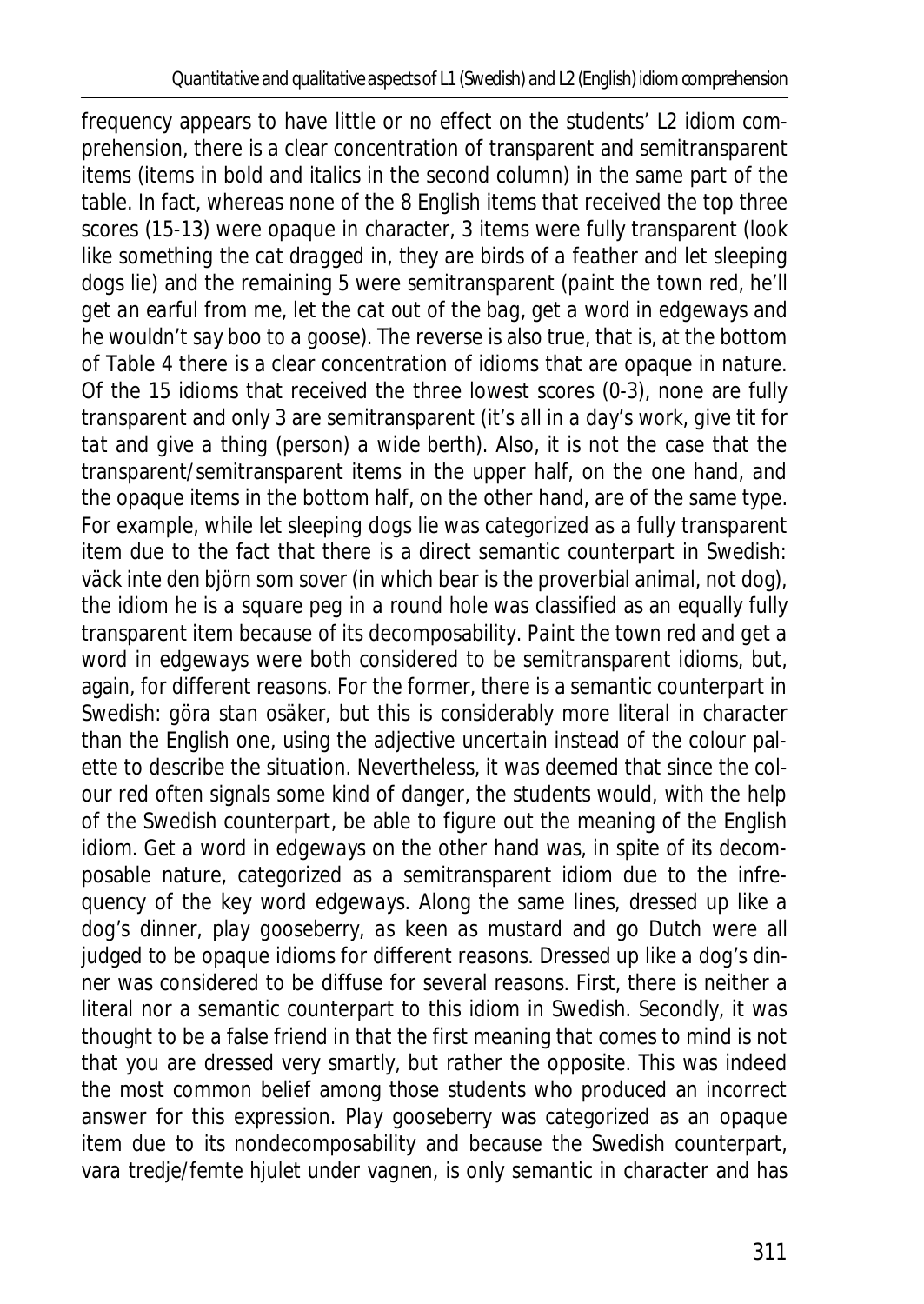frequency appears to have little or no effect on the students' L2 idiom comprehension, there is a clear concentration of transparent and semitransparent items (items in bold and italics in the second column) in the same part of the table. In fact, whereas none of the 8 English items that received the top three scores (15-13) were opaque in character, 3 items were fully transparent (*look like something the cat dragged in*, *they are birds of a feather* and *let sleeping dogs lie*) and the remaining 5 were semitransparent (*paint the town red*, *he'll get an earful from me*, *let the cat out of the bag*, *get a word in edgeways* and *he wouldn't say boo to a goose*). The reverse is also true, that is, at the bottom of Table 4 there is a clear concentration of idioms that are opaque in nature. Of the 15 idioms that received the three lowest scores (0-3), none are fully transparent and only 3 are semitransparent (*it's all in a day's work*, *give tit for tat* and *give a thing (person) a wide berth*). Also, it is not the case that the transparent/semitransparent items in the upper half, on the one hand, and the opaque items in the bottom half, on the other hand, are of the same type. For example, while *let sleeping dogs lie* was categorized as a fully transparent item due to the fact that there is a direct semantic counterpart in Swedish: *väck inte den björn som sover* (in which *bear* is the proverbial animal, not *dog*), the idiom *he is a square peg in a round hole* was classified as an equally fully transparent item because of its decomposability. *Paint the town red* and *get a word in edgeways* were both considered to be semitransparent idioms, but, again, for different reasons. For the former, there is a semantic counterpart in Swedish: *göra stan osäker*, but this is considerably more literal in character than the English one, using the adjective *uncertain* instead of the colour palette to describe the situation. Nevertheless, it was deemed that since the colour red often signals some kind of danger, the students would, with the help of the Swedish counterpart, be able to figure out the meaning of the English idiom. *Get a word in edgeways* on the other hand was, in spite of its decomposable nature, categorized as a semitransparent idiom due to the infrequency of the key word *edgeways*. Along the same lines, *dressed up like a dog's dinner*, *play gooseberry*, *as keen as mustard* and *go Dutch* were all judged to be opaque idioms for different reasons. *Dressed up like a dog's dinner* was considered to be diffuse for several reasons. First, there is neither a literal nor a semantic counterpart to this idiom in Swedish. Secondly, it was thought to be a false friend in that the first meaning that comes to mind is not that you are dressed very smartly, but rather the opposite. This was indeed the most common belief among those students who produced an incorrect answer for this expression. *Play gooseberry* was categorized as an opaque item due to its nondecomposability and because the Swedish counterpart, *vara tredje/femte hjulet under vagnen*, is only semantic in character and has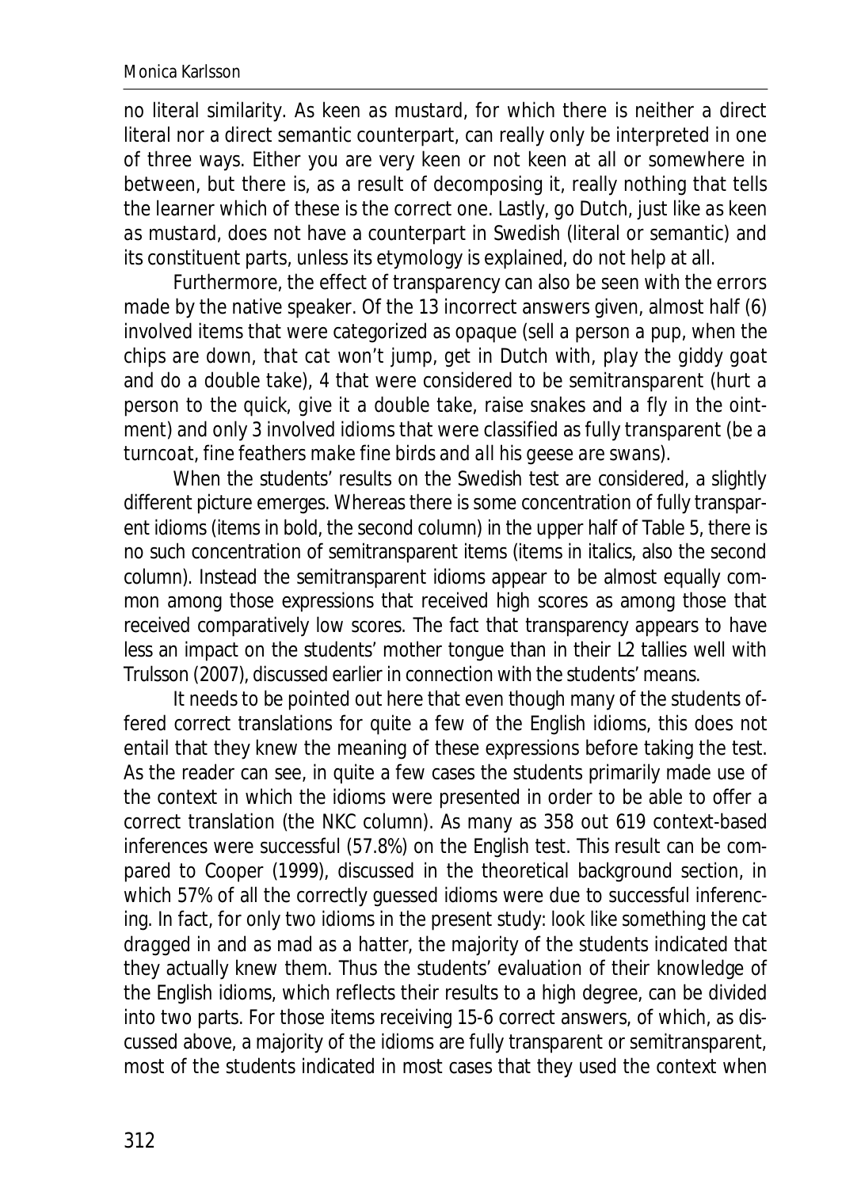no literal similarity. *As keen as mustard*, for which there is neither a direct literal nor a direct semantic counterpart, can really only be interpreted in one of three ways. Either you are very keen or not keen at all or somewhere in between, but there is, as a result of decomposing it, really nothing that tells the learner which of these is the correct one. Lastly, *go Dutch*, just like *as keen as mustard*, does not have a counterpart in Swedish (literal or semantic) and its constituent parts, unless its etymology is explained, do not help at all.

Furthermore, the effect of transparency can also be seen with the errors made by the native speaker. Of the 13 incorrect answers given, almost half (6) involved items that were categorized as opaque (*sell a person a pup*, *when the chips are down*, *that cat won't jump*, *get in Dutch with*, *play the giddy goat* and *do a double take*), 4 that were considered to be semitransparent (*hurt a person to the quick*, *give it a double take*, *raise snakes* and *a fly in the ointment*) and only 3 involved idioms that were classified as fully transparent (*be a turncoat*, *fine feathers make fine birds* and *all his geese are swans*).

When the students' results on the Swedish test are considered, a slightly different picture emerges. Whereas there is some concentration of fully transparent idioms (items in bold, the second column) in the upper half of Table 5, there is no such concentration of semitransparent items (items in italics, also the second column). Instead the semitransparent idioms appear to be almost equally common among those expressions that received high scores as among those that received comparatively low scores. The fact that transparency appears to have less an impact on the students' mother tongue than in their L2 tallies well with Trulsson (2007), discussed earlier in connection with the students' means.

It needs to be pointed out here that even though many of the students offered correct translations for quite a few of the English idioms, this does not entail that they knew the meaning of these expressions before taking the test. As the reader can see, in quite a few cases the students primarily made use of the context in which the idioms were presented in order to be able to offer a correct translation (the NKC column). As many as 358 out 619 context-based inferences were successful (57.8%) on the English test. This result can be compared to Cooper (1999), discussed in the theoretical background section, in which 57% of all the correctly guessed idioms were due to successful inferencing. In fact, for only two idioms in the present study: *look like something the cat dragged in* and *as mad as a hatter*, the majority of the students indicated that they actually knew them. Thus the students' evaluation of their knowledge of the English idioms, which reflects their results to a high degree, can be divided into two parts. For those items receiving 15-6 correct answers, of which, as discussed above, a majority of the idioms are fully transparent or semitransparent, most of the students indicated in most cases that they used the context when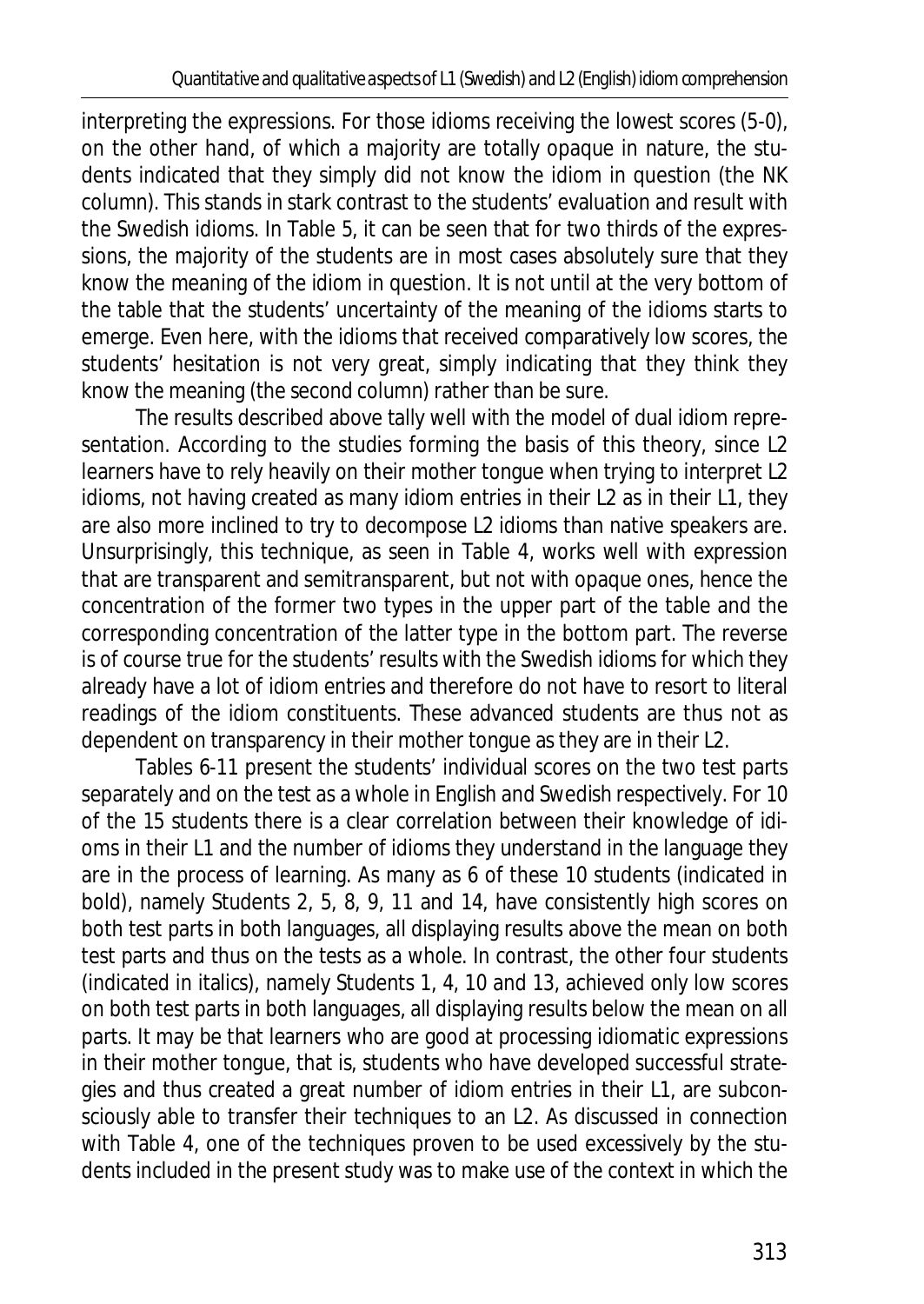interpreting the expressions. For those idioms receiving the lowest scores (5-0), on the other hand, of which a majority are totally opaque in nature, the students indicated that they simply did not know the idiom in question (the NK column). This stands in stark contrast to the students' evaluation and result with the Swedish idioms. In Table 5, it can be seen that for two thirds of the expressions, the majority of the students are in most cases absolutely sure that they know the meaning of the idiom in question. It is not until at the very bottom of the table that the students' uncertainty of the meaning of the idioms starts to emerge. Even here, with the idioms that received comparatively low scores, the students' hesitation is not very great, simply indicating that they think they know the meaning (the second column) rather than be sure.

The results described above tally well with the model of dual idiom representation. According to the studies forming the basis of this theory, since L2 learners have to rely heavily on their mother tongue when trying to interpret L2 idioms, not having created as many idiom entries in their L2 as in their L1, they are also more inclined to try to decompose L2 idioms than native speakers are. Unsurprisingly, this technique, as seen in Table 4, works well with expression that are transparent and semitransparent, but not with opaque ones, hence the concentration of the former two types in the upper part of the table and the corresponding concentration of the latter type in the bottom part. The reverse is of course true for the students' results with the Swedish idioms for which they already have a lot of idiom entries and therefore do not have to resort to literal readings of the idiom constituents. These advanced students are thus not as dependent on transparency in their mother tongue as they are in their L2.

Tables 6-11 present the students' individual scores on the two test parts separately and on the test as a whole in English and Swedish respectively. For 10 of the 15 students there is a clear correlation between their knowledge of idioms in their L1 and the number of idioms they understand in the language they are in the process of learning. As many as 6 of these 10 students (indicated in bold), namely Students 2, 5, 8, 9, 11 and 14, have consistently high scores on both test parts in both languages, all displaying results above the mean on both test parts and thus on the tests as a whole. In contrast, the other four students (indicated in italics), namely Students 1, 4, 10 and 13, achieved only low scores on both test parts in both languages, all displaying results below the mean on all parts. It may be that learners who are good at processing idiomatic expressions in their mother tongue, that is, students who have developed successful strategies and thus created a great number of idiom entries in their L1, are subconsciously able to transfer their techniques to an L2. As discussed in connection with Table 4, one of the techniques proven to be used excessively by the students included in the present study was to make use of the context in which the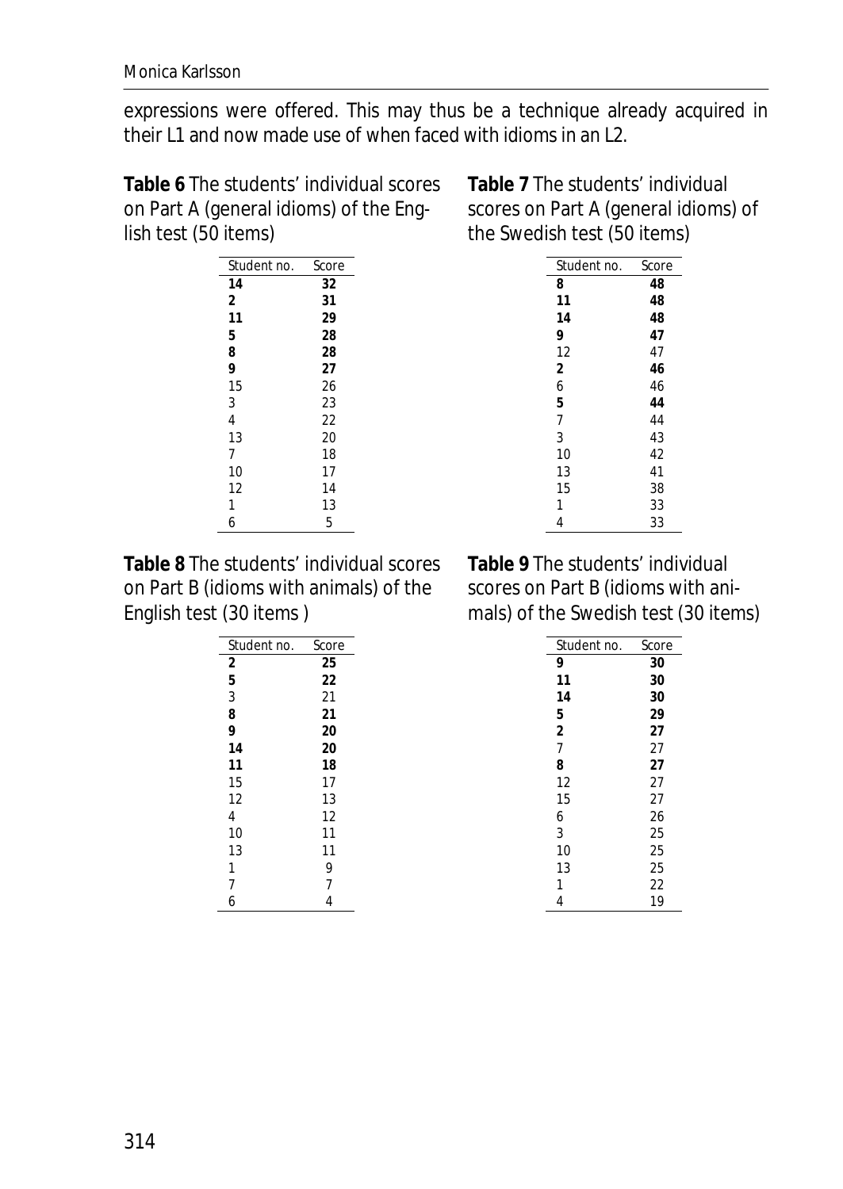expressions were offered. This may thus be a technique already acquired in their L1 and now made use of when faced with idioms in an L2.

**Table 6** The students' individual scores on Part A (general idioms) of the English test (50 items)

| Student no. | Score |
|---|---|
| **14** | **32** |
| **2** | **31** |
| **11** | **29** |
| **5** | **28** |
| **8** | **28** |
| **9** | **27** |
| 15 | 26 |
| 3 | 23 |
| 4 | 22 |
| 13 | 20 |
| 7 | 18 |
| 10 | 17 |
| 12 | 14 |
| 1 | 13 |
| 6 | 5 |

**Table 7** The students' individual scores on Part A (general idioms) of the Swedish test (50 items)

| Student no. | Score |
|---|---|
| **8** | **48** |
| **11** | **48** |
| **14** | **48** |
| **9** | **47** |
| 12 | 47 |
| **2** | **46** |
| 6 | 46 |
| **5** | **44** |
| 7 | 44 |
| 3 | 43 |
| 10 | 42 |
| 13 | 41 |
| 15 | 38 |
| 1 | 33 |
| 4 | 33 |

**Table 8** The students' individual scores on Part B (idioms with animals) of the English test (30 items )

| Student no. | Score |
|---|---|
| **2** | **25** |
| **5** | **22** |
| 3 | 21 |
| **8** | **21** |
| **9** | **20** |
| **14** | **20** |
| **11** | **18** |
| 15 | 17 |
| 12 | 13 |
| 4 | 12 |
| 10 | 11 |
| 13 | 11 |
| 1 | 9 |
| 7 | 7 |
| 6 | 4 |

**Table 9** The students' individual scores on Part B (idioms with animals) of the Swedish test (30 items)

| Student no. | Score |
|---|---|
| **9** | **30** |
| **11** | **30** |
| **14** | **30** |
| **5** | **29** |
| **2** | **27** |
| 7 | 27 |
| **8** | **27** |
| 12 | 27 |
| 15 | 27 |
| 6 | 26 |
| 3 | 25 |
| 10 | 25 |
| 13 | 25 |
| 1 | 22 |
| 4 | 19 |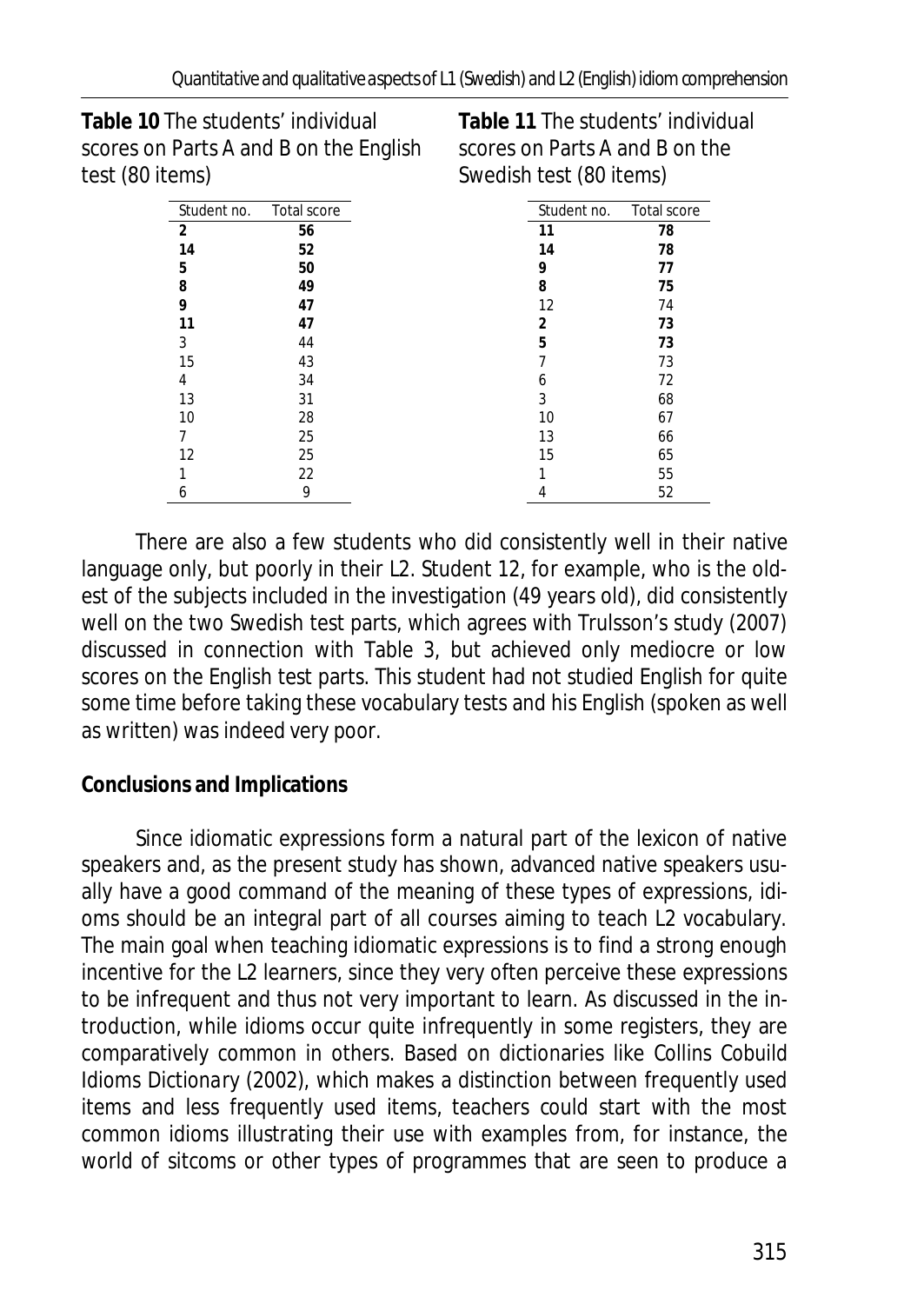**Table 10** The students' individual scores on Parts A and B on the English test (80 items)

| Student no. | Total score |
|---|---|
| **2** | **56** |
| **14** | **52** |
| **5** | **50** |
| **8** | **49** |
| **9** | **47** |
| **11** | **47** |
| 3 | 44 |
| 15 | 43 |
| 4 | 34 |
| 13 | 31 |
| 10 | 28 |
| 7 | 25 |
| 12 | 25 |
| 1 | 22 |
| 6 | 9 |

**Table 11** The students' individual scores on Parts A and B on the Swedish test (80 items)

| Student no. | Total score |
|---|---|
| **11** | **78** |
| **14** | **78** |
| **9** | **77** |
| **8** | **75** |
| 12 | 74 |
| **2** | **73** |
| **5** | **73** |
| 7 | 73 |
| 6 | 72 |
| 3 | 68 |
| 10 | 67 |
| 13 | 66 |
| 15 | 65 |
| 1 | 55 |
| 4 | 52 |

There are also a few students who did consistently well in their native language only, but poorly in their L2. Student 12, for example, who is the oldest of the subjects included in the investigation (49 years old), did consistently well on the two Swedish test parts, which agrees with Trulsson's study (2007) discussed in connection with Table 3, but achieved only mediocre or low scores on the English test parts. This student had not studied English for quite some time before taking these vocabulary tests and his English (spoken as well as written) was indeed very poor.

## Conclusions and Implications

Since idiomatic expressions form a natural part of the lexicon of native speakers and, as the present study has shown, advanced native speakers usually have a good command of the meaning of these types of expressions, idioms should be an integral part of all courses aiming to teach L2 vocabulary. The main goal when teaching idiomatic expressions is to find a strong enough incentive for the L2 learners, since they very often perceive these expressions to be infrequent and thus not very important to learn. As discussed in the introduction, while idioms occur quite infrequently in some registers, they are comparatively common in others. Based on dictionaries like *Collins Cobuild Idioms Dictionary* (2002), which makes a distinction between frequently used items and less frequently used items, teachers could start with the most common idioms illustrating their use with examples from, for instance, the world of sitcoms or other types of programmes that are seen to produce a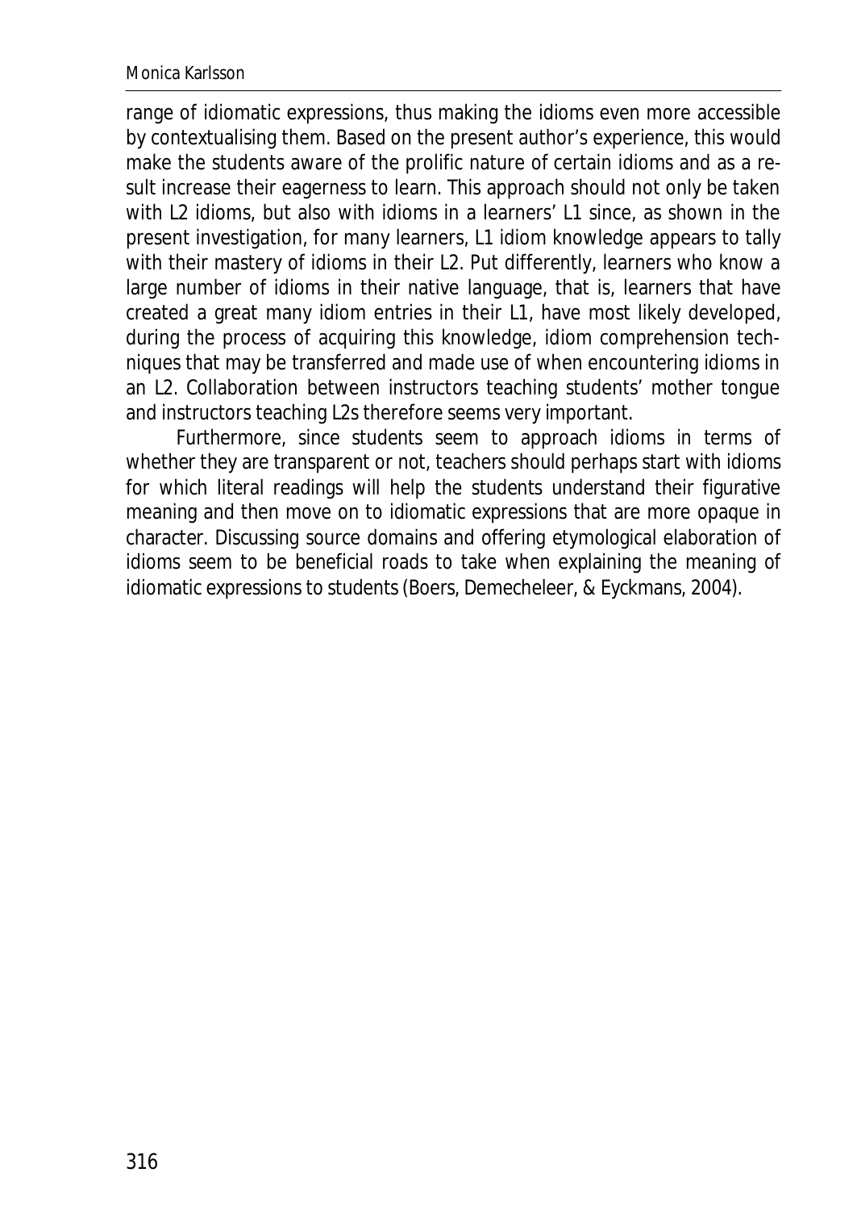range of idiomatic expressions, thus making the idioms even more accessible by contextualising them. Based on the present author's experience, this would make the students aware of the prolific nature of certain idioms and as a result increase their eagerness to learn. This approach should not only be taken with L2 idioms, but also with idioms in a learners' L1 since, as shown in the present investigation, for many learners, L1 idiom knowledge appears to tally with their mastery of idioms in their L2. Put differently, learners who know a large number of idioms in their native language, that is, learners that have created a great many idiom entries in their L1, have most likely developed, during the process of acquiring this knowledge, idiom comprehension techniques that may be transferred and made use of when encountering idioms in an L2. Collaboration between instructors teaching students' mother tongue and instructors teaching L2s therefore seems very important.

Furthermore, since students seem to approach idioms in terms of whether they are transparent or not, teachers should perhaps start with idioms for which literal readings will help the students understand their figurative meaning and then move on to idiomatic expressions that are more opaque in character. Discussing source domains and offering etymological elaboration of idioms seem to be beneficial roads to take when explaining the meaning of idiomatic expressions to students (Boers, Demecheleer, & Eyckmans, 2004).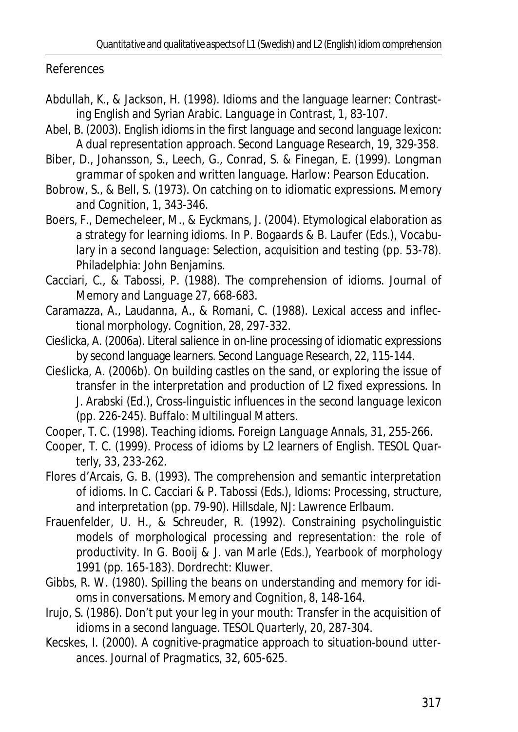## References

Abdullah, K., & Jackson, H. (1998). Idioms and the language learner: Contrasting English and Syrian Arabic. *Language in Contrast*, 1, 83-107.

Abel, B. (2003). English idioms in the first language and second language lexicon: A dual representation approach. *Second Language Research*, 19, 329-358.

Biber, D., Johansson, S., Leech, G., Conrad, S. & Finegan, E. (1999). *Longman grammar of spoken and written language*. Harlow: Pearson Education.

Bobrow, S., & Bell, S. (1973). On catching on to idiomatic expressions. *Memory and Cognition*, 1, 343-346.

Boers, F., Demecheleer, M., & Eyckmans, J. (2004). Etymological elaboration as a strategy for learning idioms. In P. Bogaards & B. Laufer (Eds.), *Vocabulary in a second language: Selection, acquisition and testing* (pp. 53-78). Philadelphia: John Benjamins.

Cacciari, C., & Tabossi, P. (1988). The comprehension of idioms. *Journal of Memory and Language* 27, 668-683.

Caramazza, A., Laudanna, A., & Romani, C. (1988). Lexical access and inflectional morphology. *Cognition*, 28, 297-332.

Cieślicka, A. (2006a). Literal salience in on-line processing of idiomatic expressions by second language learners. *Second Language Research*, 22, 115-144.

Cieślicka, A. (2006b). On building castles on the sand, or exploring the issue of transfer in the interpretation and production of L2 fixed expressions. In J. Arabski (Ed.), *Cross-linguistic influences in the second language lexicon* (pp. 226-245). Buffalo: Multilingual Matters.

Cooper, T. C. (1998). Teaching idioms. *Foreign Language Annals*, 31, 255-266.

Cooper, T. C. (1999). Process of idioms by L2 learners of English. *TESOL Quarterly*, 33, 233-262.

Flores d'Arcais, G. B. (1993). The comprehension and semantic interpretation of idioms. In C. Cacciari & P. Tabossi (Eds.), *Idioms: Processing, structure, and interpretation* (pp. 79-90). Hillsdale, NJ: Lawrence Erlbaum.

Frauenfelder, U. H., & Schreuder, R. (1992). Constraining psycholinguistic models of morphological processing and representation: the role of productivity. In G. Booij & J. van Marle (Eds.), *Yearbook of morphology 1991* (pp. 165-183). Dordrecht: Kluwer.

Gibbs, R. W. (1980). Spilling the beans on understanding and memory for idioms in conversations. *Memory and Cognition*, 8, 148-164.

Irujo, S. (1986). Don't put your leg in your mouth: Transfer in the acquisition of idioms in a second language. *TESOL Quarterly*, 20, 287-304.

Kecskes, I. (2000). A cognitive-pragmatice approach to situation-bound utterances. *Journal of Pragmatics*, 32, 605-625.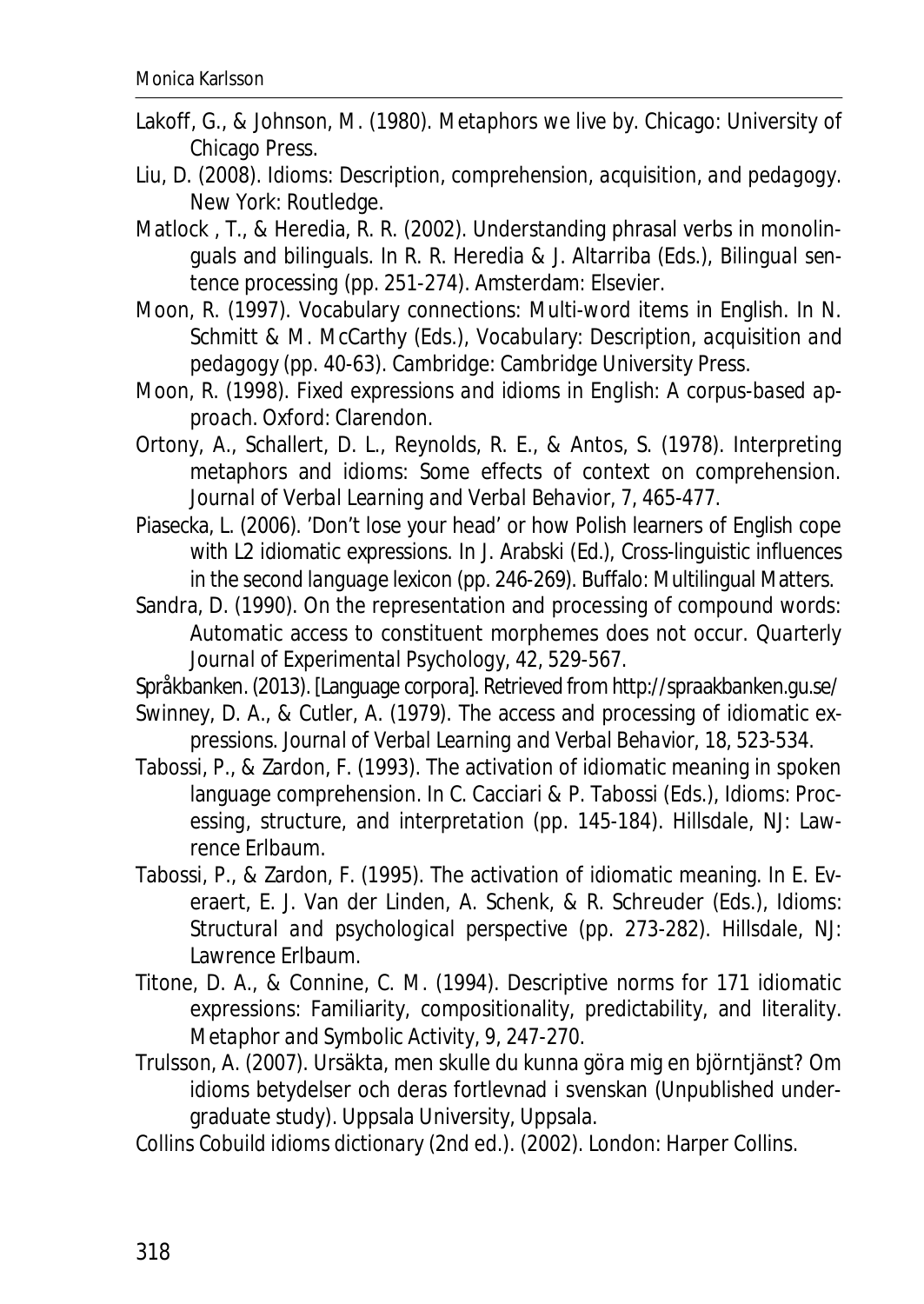Lakoff, G., & Johnson, M. (1980). *Metaphors we live by*. Chicago: University of Chicago Press.

Liu, D. (2008). *Idioms: Description, comprehension, acquisition, and pedagogy*. New York: Routledge.

Matlock , T., & Heredia, R. R. (2002). Understanding phrasal verbs in monolinguals and bilinguals. In R. R. Heredia & J. Altarriba (Eds.), *Bilingual sentence processing* (pp. 251-274). Amsterdam: Elsevier.

Moon, R. (1997). Vocabulary connections: Multi-word items in English. In N. Schmitt & M. McCarthy (Eds.), *Vocabulary: Description, acquisition and pedagogy* (pp. 40-63). Cambridge: Cambridge University Press.

Moon, R. (1998). *Fixed expressions and idioms in English: A corpus-based approach*. Oxford: Clarendon.

Ortony, A., Schallert, D. L., Reynolds, R. E., & Antos, S. (1978). Interpreting metaphors and idioms: Some effects of context on comprehension. *Journal of Verbal Learning and Verbal Behavior*, 7, 465-477.

Piasecka, L. (2006). 'Don't lose your head' or how Polish learners of English cope with L2 idiomatic expressions. In J. Arabski (Ed.), *Cross-linguistic influences in the second language lexicon* (pp. 246-269). Buffalo: Multilingual Matters.

Sandra, D. (1990). On the representation and processing of compound words: Automatic access to constituent morphemes does not occur. *Quarterly Journal of Experimental Psychology*, 42, 529-567.

Språkbanken. (2013). [Language corpora]. Retrieved from http://spraakbanken.gu.se/

Swinney, D. A., & Cutler, A. (1979). The access and processing of idiomatic expressions. *Journal of Verbal Learning and Verbal Behavior*, 18, 523-534.

Tabossi, P., & Zardon, F. (1993). The activation of idiomatic meaning in spoken language comprehension. In C. Cacciari & P. Tabossi (Eds.), *Idioms: Processing, structure, and interpretation* (pp. 145-184). Hillsdale, NJ: Lawrence Erlbaum.

Tabossi, P., & Zardon, F. (1995). The activation of idiomatic meaning. In E. Everaert, E. J. Van der Linden, A. Schenk, & R. Schreuder (Eds.), *Idioms: Structural and psychological perspective* (pp. 273-282). Hillsdale, NJ: Lawrence Erlbaum.

Titone, D. A., & Connine, C. M. (1994). Descriptive norms for 171 idiomatic expressions: Familiarity, compositionality, predictability, and literality. *Metaphor and Symbolic Activity*, 9, 247-270.

Trulsson, A. (2007). *Ursäkta, men skulle du kunna göra mig en björntjänst? Om idioms betydelser och deras fortlevnad i svenskan* (Unpublished undergraduate study). Uppsala University, Uppsala.

*Collins Cobuild idioms dictionary* (2nd ed.). (2002). London: Harper Collins.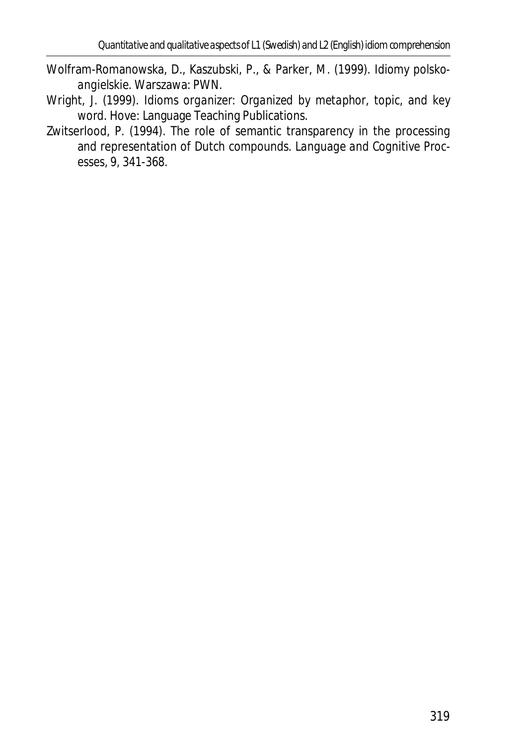Wolfram-Romanowska, D., Kaszubski, P., & Parker, M. (1999). *Idiomy polsko-angielskie*. Warszawa: PWN.

Wright, J. (1999). *Idioms organizer: Organized by metaphor, topic, and key word*. Hove: Language Teaching Publications.

Zwitserlood, P. (1994). The role of semantic transparency in the processing and representation of Dutch compounds. *Language and Cognitive Processes, 9*, 341-368.